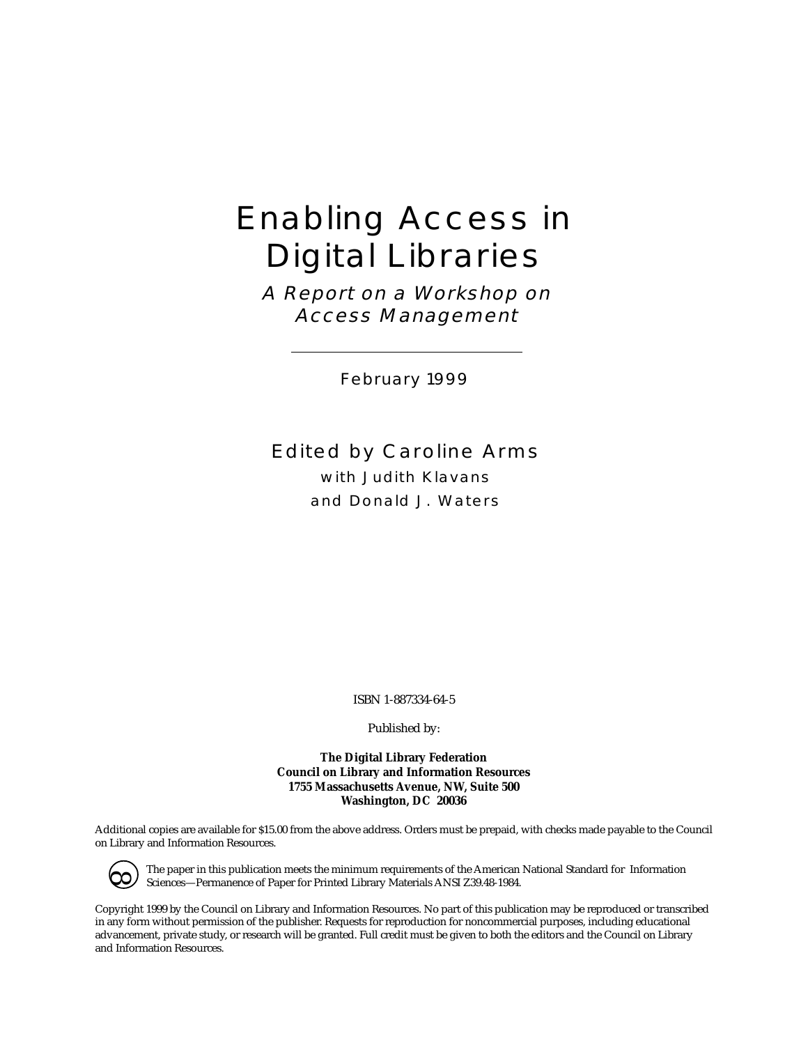# Enabling Access in Digital Libraries

## *A Report on a Workshop on Access Management*

February 1999

Edited by Caroline Arms

with Judith Klavans

and Donald J. Waters

ISBN 1-887334-64-5

Published by:

**The Digital Library Federation**
**Council on Library and Information Resources**
**1755 Massachusetts Avenue, NW, Suite 500**
**Washington, DC 20036**

Additional copies are available for $15.00 from the above address. Orders must be prepaid, with checks made payable to the Council on Library and Information Resources.

The paper in this publication meets the minimum requirements of the American National Standard for Information Sciences—Permanence of Paper for Printed Library Materials ANSI Z39.48-1984.

Copyright 1999 by the Council on Library and Information Resources. No part of this publication may be reproduced or transcribed in any form without permission of the publisher. Requests for reproduction for noncommercial purposes, including educational advancement, private study, or research will be granted. Full credit must be given to both the editors and the Council on Library and Information Resources.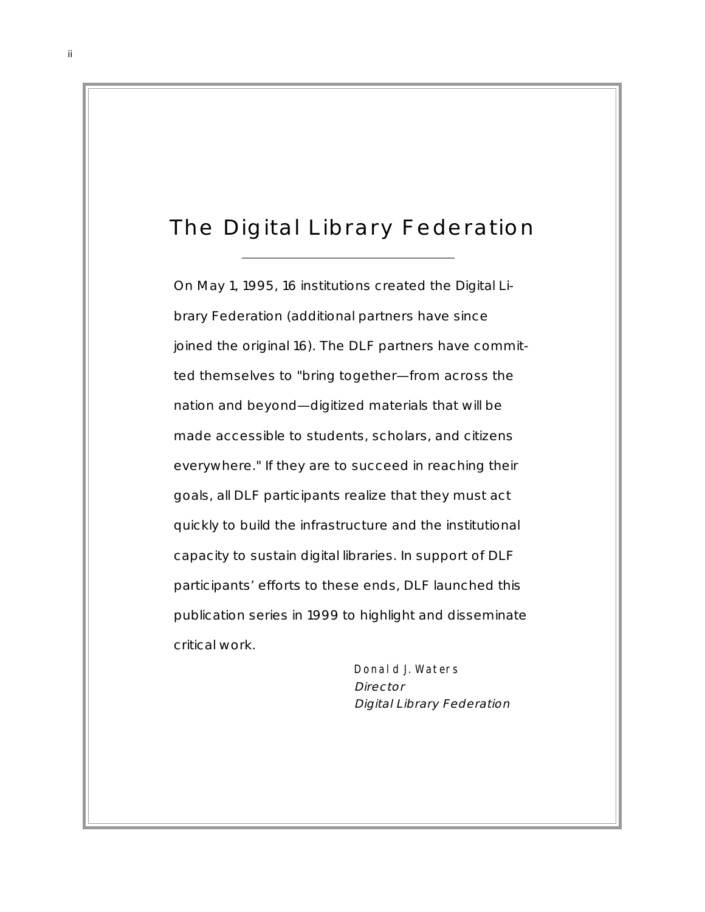# The Digital Library Federation

On May 1, 1995, 16 institutions created the Digital Library Federation (additional partners have since joined the original 16). The DLF partners have committed themselves to "bring together—from across the nation and beyond—digitized materials that will be made accessible to students, scholars, and citizens everywhere." If they are to succeed in reaching their goals, all DLF participants realize that they must act quickly to build the infrastructure and the institutional capacity to sustain digital libraries. In support of DLF participants' efforts to these ends, DLF launched this publication series in 1999 to highlight and disseminate critical work.

Donald J. Waters
*Director*
*Digital Library Federation*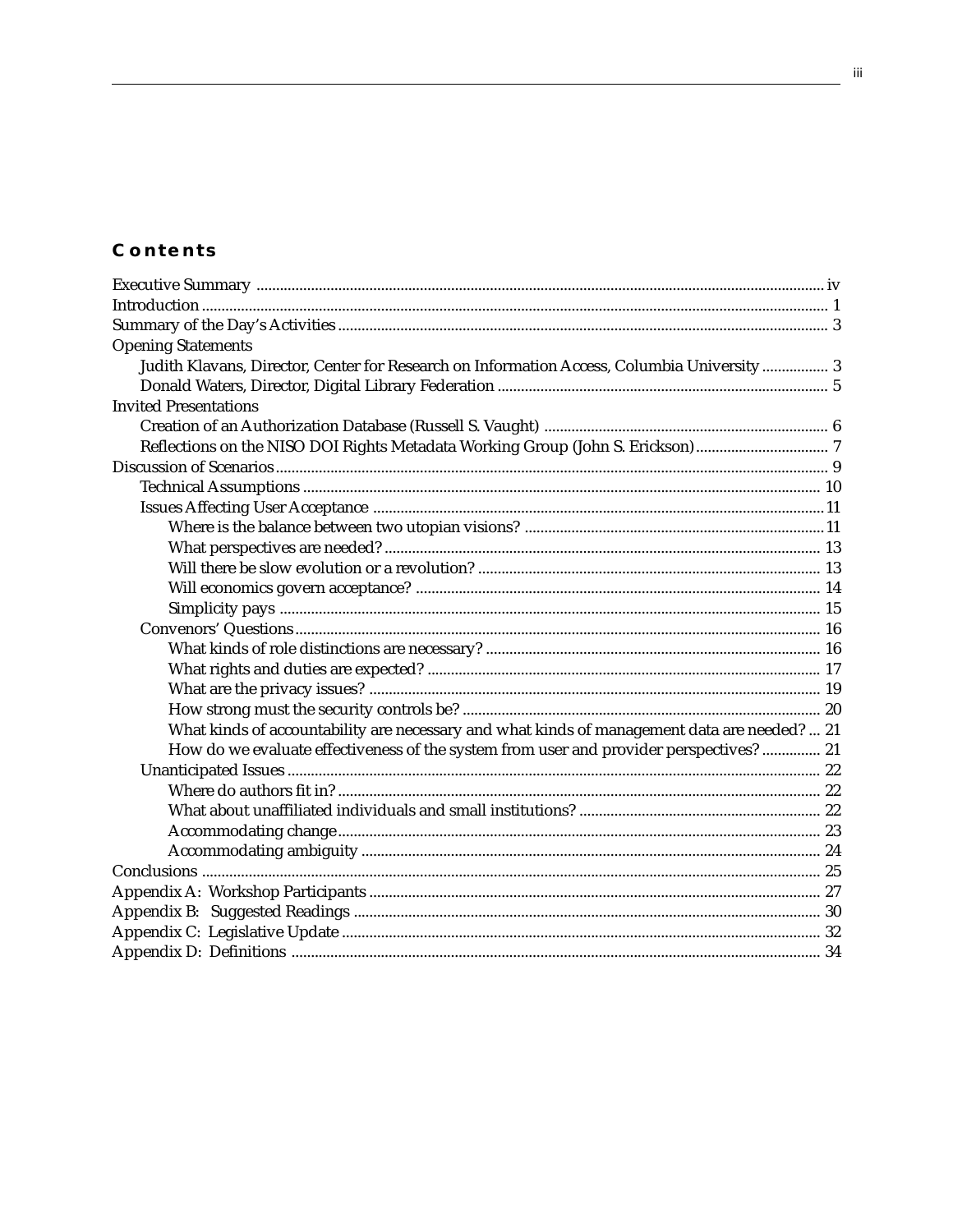## Contents

- Executive Summary ..... iv
- Introduction ..... 1
- Summary of the Day's Activities ..... 3
- Opening Statements
  - Judith Klavans, Director, Center for Research on Information Access, Columbia University ..... 3
  - Donald Waters, Director, Digital Library Federation ..... 5
- Invited Presentations
  - Creation of an Authorization Database (Russell S. Vaught) ..... 6
  - Reflections on the NISO DOI Rights Metadata Working Group (John S. Erickson) ..... 7
- Discussion of Scenarios ..... 9
  - Technical Assumptions ..... 10
  - Issues Affecting User Acceptance ..... 11
    - Where is the balance between two utopian visions? ..... 11
    - What perspectives are needed? ..... 13
    - Will there be slow evolution or a revolution? ..... 13
    - Will economics govern acceptance? ..... 14
    - Simplicity pays ..... 15
  - Convenors' Questions ..... 16
    - What kinds of role distinctions are necessary? ..... 16
    - What rights and duties are expected? ..... 17
    - What are the privacy issues? ..... 19
    - How strong must the security controls be? ..... 20
    - What kinds of accountability are necessary and what kinds of management data are needed? ..... 21
    - How do we evaluate effectiveness of the system from user and provider perspectives? ..... 21
  - Unanticipated Issues ..... 22
    - Where do authors fit in? ..... 22
    - What about unaffiliated individuals and small institutions? ..... 22
    - Accommodating change ..... 23
    - Accommodating ambiguity ..... 24
- Conclusions ..... 25
- Appendix A: Workshop Participants ..... 27
- Appendix B: Suggested Readings ..... 30
- Appendix C: Legislative Update ..... 32
- Appendix D: Definitions ..... 34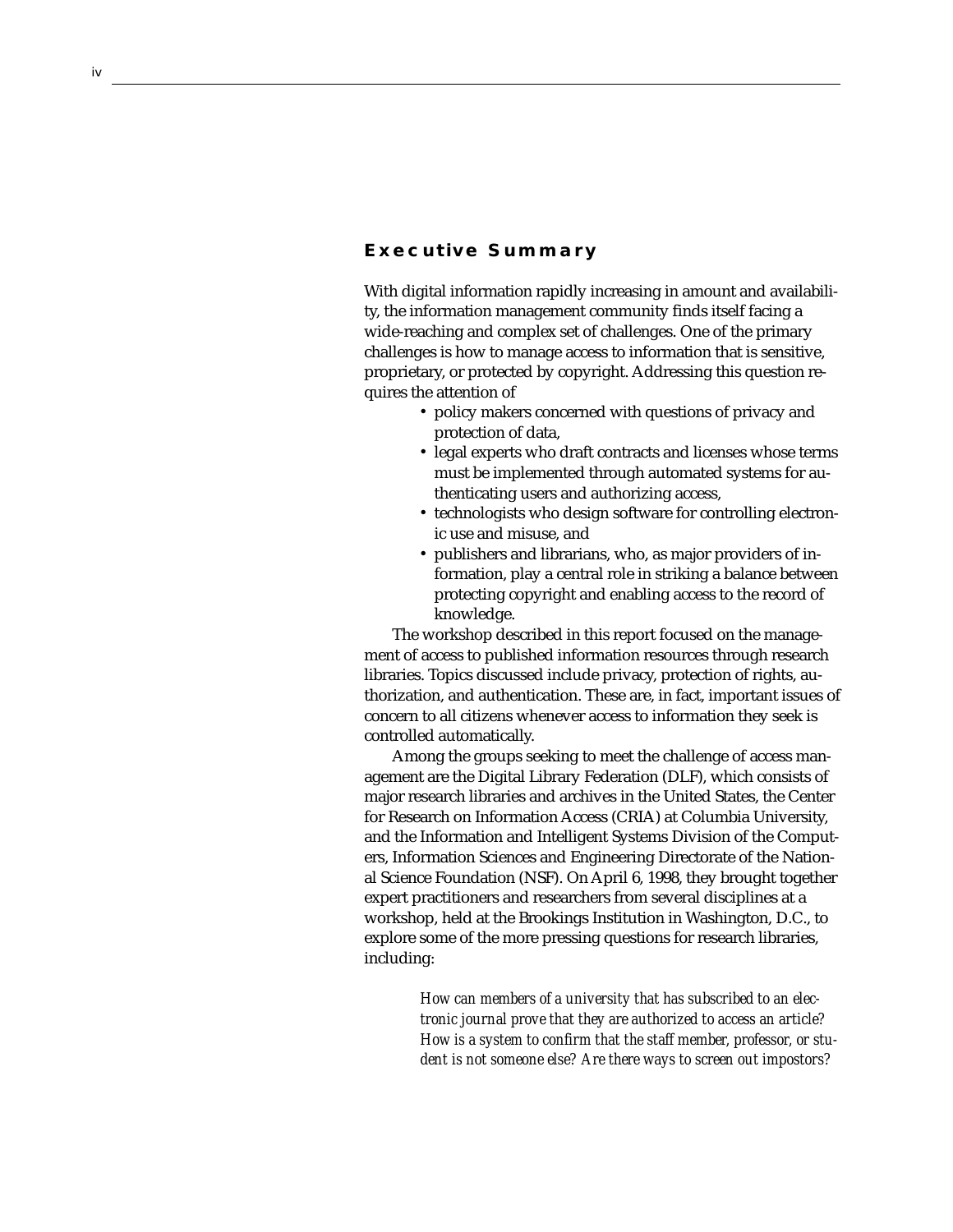## Executive Summary

With digital information rapidly increasing in amount and availability, the information management community finds itself facing a wide-reaching and complex set of challenges. One of the primary challenges is how to manage access to information that is sensitive, proprietary, or protected by copyright. Addressing this question requires the attention of

- policy makers concerned with questions of privacy and protection of data,
- legal experts who draft contracts and licenses whose terms must be implemented through automated systems for authenticating users and authorizing access,
- technologists who design software for controlling electronic use and misuse, and
- publishers and librarians, who, as major providers of information, play a central role in striking a balance between protecting copyright and enabling access to the record of knowledge.

The workshop described in this report focused on the management of access to published information resources through research libraries. Topics discussed include privacy, protection of rights, authorization, and authentication. These are, in fact, important issues of concern to all citizens whenever access to information they seek is controlled automatically.

Among the groups seeking to meet the challenge of access management are the Digital Library Federation (DLF), which consists of major research libraries and archives in the United States, the Center for Research on Information Access (CRIA) at Columbia University, and the Information and Intelligent Systems Division of the Computers, Information Sciences and Engineering Directorate of the National Science Foundation (NSF). On April 6, 1998, they brought together expert practitioners and researchers from several disciplines at a workshop, held at the Brookings Institution in Washington, D.C., to explore some of the more pressing questions for research libraries, including:

> *How can members of a university that has subscribed to an electronic journal prove that they are authorized to access an article? How is a system to confirm that the staff member, professor, or student is not someone else? Are there ways to screen out impostors?*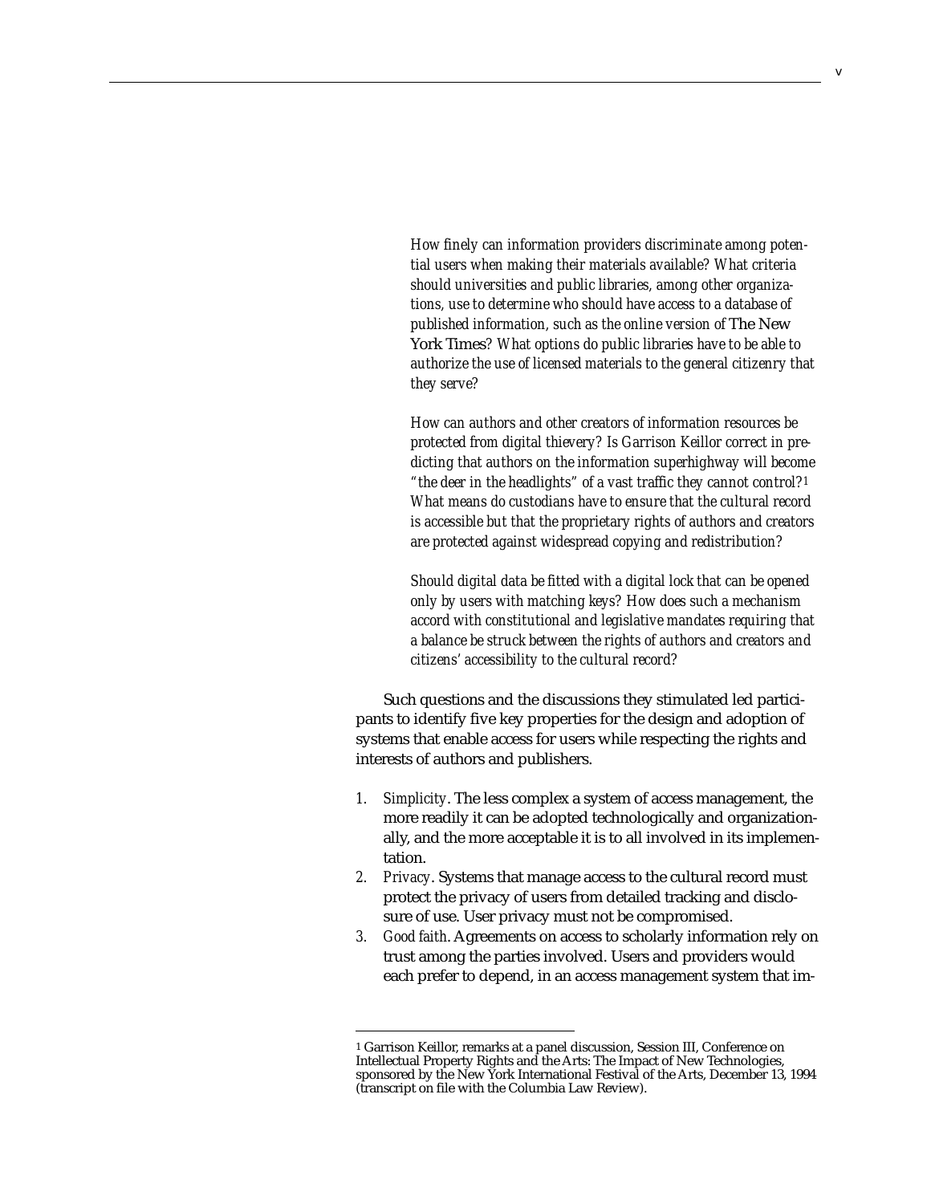*How finely can information providers discriminate among potential users when making their materials available? What criteria should universities and public libraries, among other organizations, use to determine who should have access to a database of published information, such as the online version of* The New York Times*? What options do public libraries have to be able to authorize the use of licensed materials to the general citizenry that they serve?*

*How can authors and other creators of information resources be protected from digital thievery? Is Garrison Keillor correct in predicting that authors on the information superhighway will become "the deer in the headlights" of a vast traffic they cannot control?*[1] *What means do custodians have to ensure that the cultural record is accessible but that the proprietary rights of authors and creators are protected against widespread copying and redistribution?*

*Should digital data be fitted with a digital lock that can be opened only by users with matching keys? How does such a mechanism accord with constitutional and legislative mandates requiring that a balance be struck between the rights of authors and creators and citizens' accessibility to the cultural record?*

Such questions and the discussions they stimulated led participants to identify five key properties for the design and adoption of systems that enable access for users while respecting the rights and interests of authors and publishers.

1. *Simplicity*. The less complex a system of access management, the more readily it can be adopted technologically and organizationally, and the more acceptable it is to all involved in its implementation.
2. *Privacy*. Systems that manage access to the cultural record must protect the privacy of users from detailed tracking and disclosure of use. User privacy must not be compromised.
3. *Good faith*. Agreements on access to scholarly information rely on trust among the parties involved. Users and providers would each prefer to depend, in an access management system that im-

---

[1] Garrison Keillor, remarks at a panel discussion, Session III, Conference on Intellectual Property Rights and the Arts: The Impact of New Technologies, sponsored by the New York International Festival of the Arts, December 13, 1994 (transcript on file with the Columbia Law Review).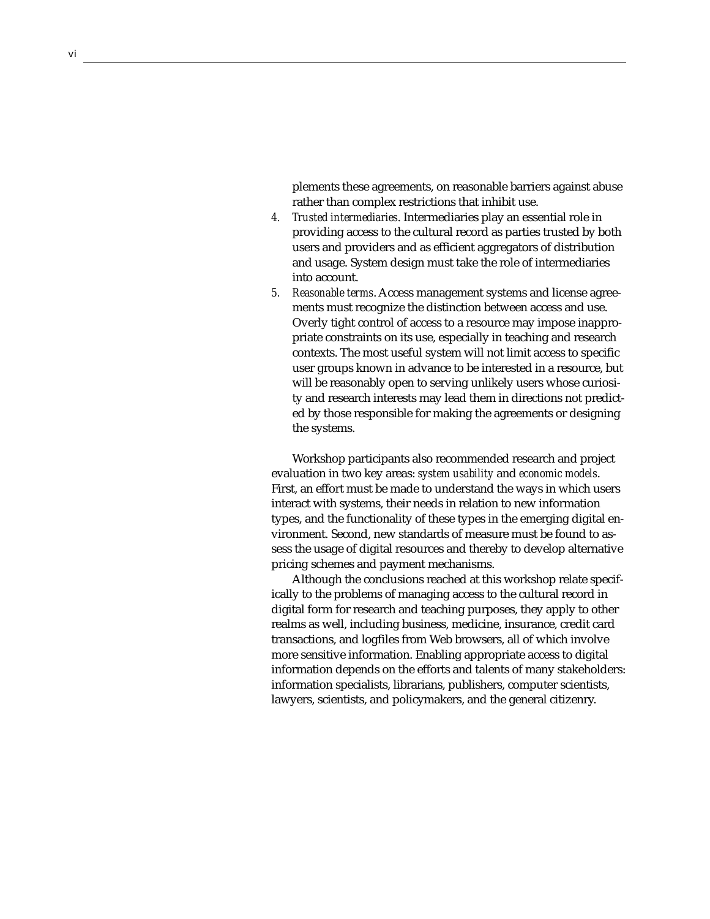plements these agreements, on reasonable barriers against abuse rather than complex restrictions that inhibit use.

4. *Trusted intermediaries*. Intermediaries play an essential role in providing access to the cultural record as parties trusted by both users and providers and as efficient aggregators of distribution and usage. System design must take the role of intermediaries into account.
5. *Reasonable terms*. Access management systems and license agreements must recognize the distinction between access and use. Overly tight control of access to a resource may impose inappropriate constraints on its use, especially in teaching and research contexts. The most useful system will not limit access to specific user groups known in advance to be interested in a resource, but will be reasonably open to serving unlikely users whose curiosity and research interests may lead them in directions not predicted by those responsible for making the agreements or designing the systems.

Workshop participants also recommended research and project evaluation in two key areas: *system usability* and *economic models*. First, an effort must be made to understand the ways in which users interact with systems, their needs in relation to new information types, and the functionality of these types in the emerging digital environment. Second, new standards of measure must be found to assess the usage of digital resources and thereby to develop alternative pricing schemes and payment mechanisms.

Although the conclusions reached at this workshop relate specifically to the problems of managing access to the cultural record in digital form for research and teaching purposes, they apply to other realms as well, including business, medicine, insurance, credit card transactions, and logfiles from Web browsers, all of which involve more sensitive information. Enabling appropriate access to digital information depends on the efforts and talents of many stakeholders: information specialists, librarians, publishers, computer scientists, lawyers, scientists, and policymakers, and the general citizenry.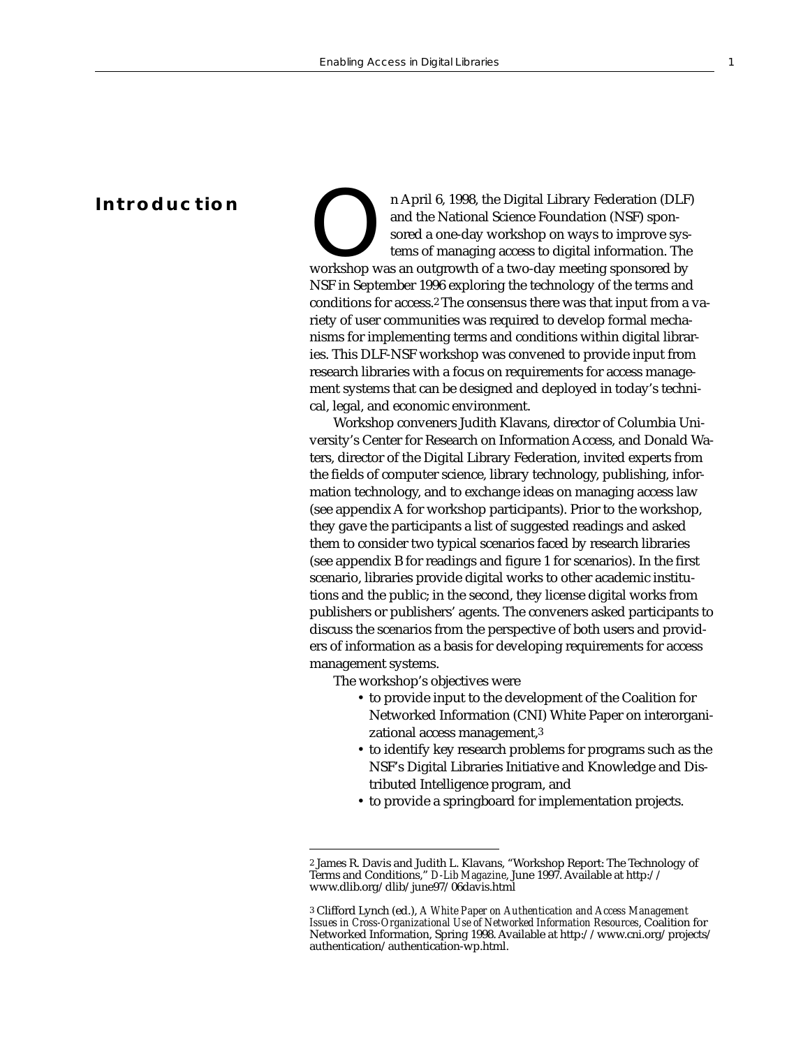# Introduction

On April 6, 1998, the Digital Library Federation (DLF) and the National Science Foundation (NSF) sponsored a one-day workshop on ways to improve systems of managing access to digital information. The workshop was an outgrowth of a two-day meeting sponsored by NSF in September 1996 exploring the technology of the terms and conditions for access.[2] The consensus there was that input from a variety of user communities was required to develop formal mechanisms for implementing terms and conditions within digital libraries. This DLF-NSF workshop was convened to provide input from research libraries with a focus on requirements for access management systems that can be designed and deployed in today's technical, legal, and economic environment.

Workshop conveners Judith Klavans, director of Columbia University's Center for Research on Information Access, and Donald Waters, director of the Digital Library Federation, invited experts from the fields of computer science, library technology, publishing, information technology, and to exchange ideas on managing access law (see appendix A for workshop participants). Prior to the workshop, they gave the participants a list of suggested readings and asked them to consider two typical scenarios faced by research libraries (see appendix B for readings and figure 1 for scenarios). In the first scenario, libraries provide digital works to other academic institutions and the public; in the second, they license digital works from publishers or publishers' agents. The conveners asked participants to discuss the scenarios from the perspective of both users and providers of information as a basis for developing requirements for access management systems.

The workshop's objectives were

- to provide input to the development of the Coalition for Networked Information (CNI) White Paper on interorganizational access management,[3]
- to identify key research problems for programs such as the NSF's Digital Libraries Initiative and Knowledge and Distributed Intelligence program, and
- to provide a springboard for implementation projects.

---

[2] James R. Davis and Judith L. Klavans, "Workshop Report: The Technology of Terms and Conditions," *D-Lib Magazine*, June 1997. Available at http://www.dlib.org/dlib/june97/06davis.html

[3] Clifford Lynch (ed.), *A White Paper on Authentication and Access Management Issues in Cross-Organizational Use of Networked Information Resources*, Coalition for Networked Information, Spring 1998. Available at http://www.cni.org/projects/authentication/authentication-wp.html.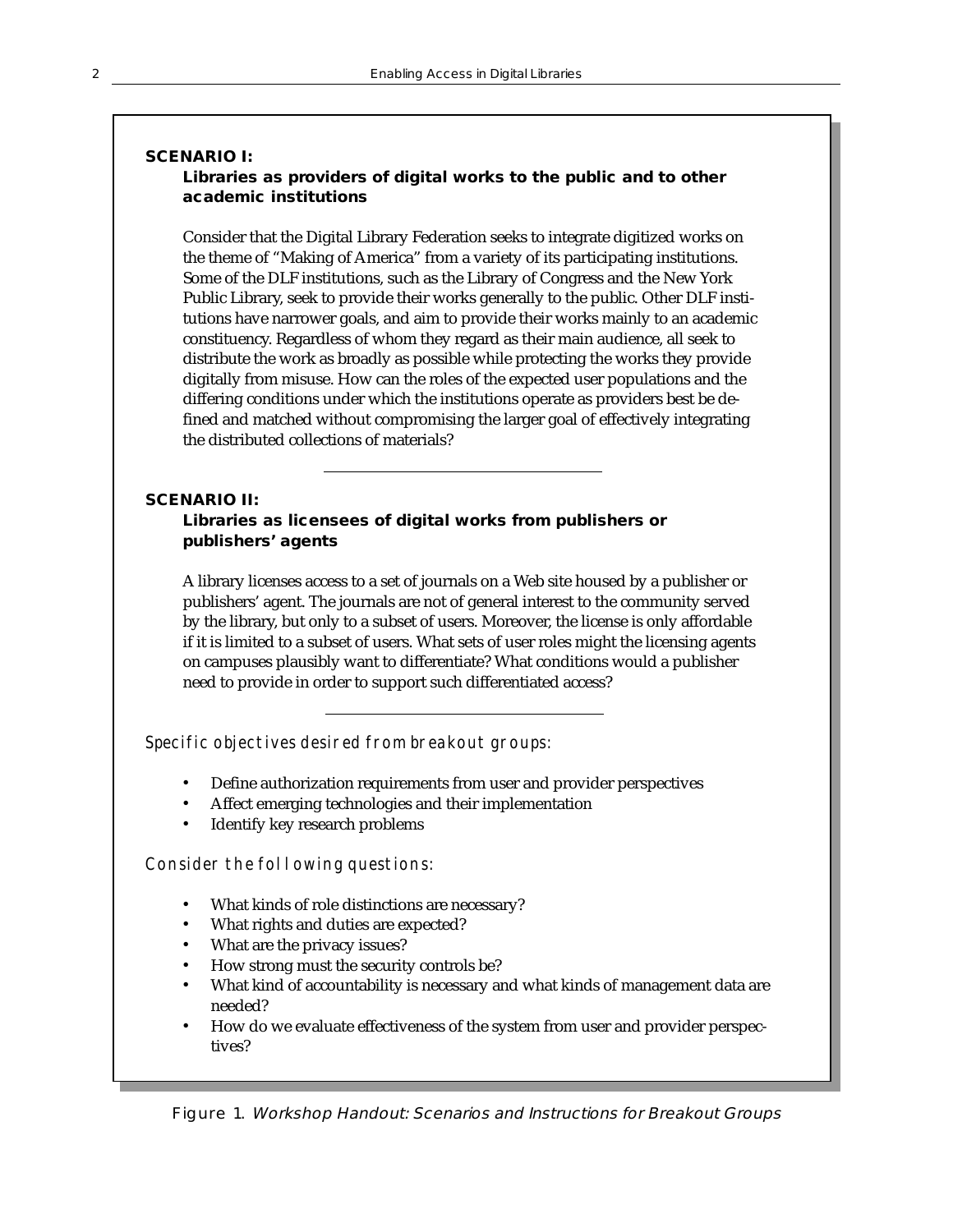**SCENARIO I:**

**Libraries as providers of digital works to the public and to other academic institutions**

Consider that the Digital Library Federation seeks to integrate digitized works on the theme of "Making of America" from a variety of its participating institutions. Some of the DLF institutions, such as the Library of Congress and the New York Public Library, seek to provide their works generally to the public. Other DLF institutions have narrower goals, and aim to provide their works mainly to an academic constituency. Regardless of whom they regard as their main audience, all seek to distribute the work as broadly as possible while protecting the works they provide digitally from misuse. How can the roles of the expected user populations and the differing conditions under which the institutions operate as providers best be defined and matched without compromising the larger goal of effectively integrating the distributed collections of materials?

---

**SCENARIO II:**

**Libraries as licensees of digital works from publishers or publishers' agents**

A library licenses access to a set of journals on a Web site housed by a publisher or publishers' agent. The journals are not of general interest to the community served by the library, but only to a subset of users. Moreover, the license is only affordable if it is limited to a subset of users. What sets of user roles might the licensing agents on campuses plausibly want to differentiate? What conditions would a publisher need to provide in order to support such differentiated access?

---

*Specific objectives desired from breakout groups:*

- Define authorization requirements from user and provider perspectives
- Affect emerging technologies and their implementation
- Identify key research problems

*Consider the following questions:*

- What kinds of role distinctions are necessary?
- What rights and duties are expected?
- What are the privacy issues?
- How strong must the security controls be?
- What kind of accountability is necessary and what kinds of management data are needed?
- How do we evaluate effectiveness of the system from user and provider perspectives?

Figure 1. *Workshop Handout: Scenarios and Instructions for Breakout Groups*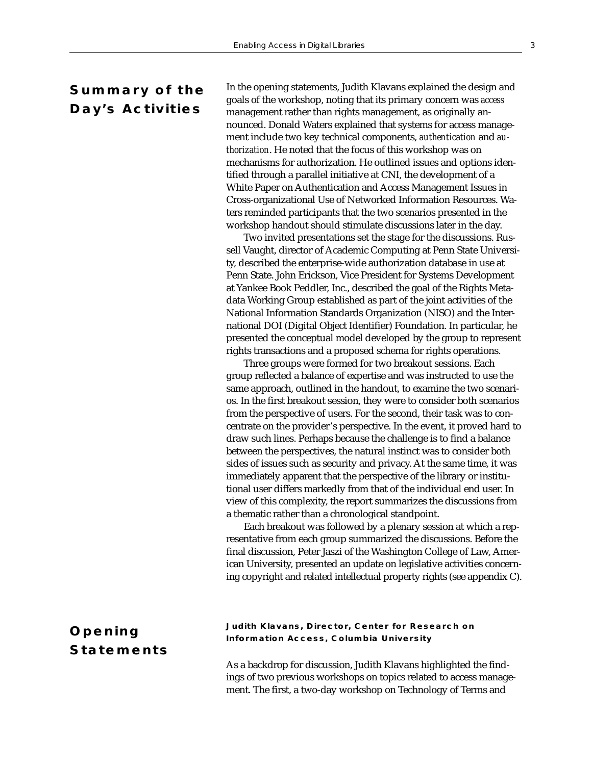## Summary of the Day's Activities

In the opening statements, Judith Klavans explained the design and goals of the workshop, noting that its primary concern was *access* management rather than rights management, as originally announced. Donald Waters explained that systems for access management include two key technical components, *authentication* and *authorization*. He noted that the focus of this workshop was on mechanisms for authorization. He outlined issues and options identified through a parallel initiative at CNI, the development of a White Paper on Authentication and Access Management Issues in Cross-organizational Use of Networked Information Resources. Waters reminded participants that the two scenarios presented in the workshop handout should stimulate discussions later in the day.

Two invited presentations set the stage for the discussions. Russell Vaught, director of Academic Computing at Penn State University, described the enterprise-wide authorization database in use at Penn State. John Erickson, Vice President for Systems Development at Yankee Book Peddler, Inc., described the goal of the Rights Metadata Working Group established as part of the joint activities of the National Information Standards Organization (NISO) and the International DOI (Digital Object Identifier) Foundation. In particular, he presented the conceptual model developed by the group to represent rights transactions and a proposed schema for rights operations.

Three groups were formed for two breakout sessions. Each group reflected a balance of expertise and was instructed to use the same approach, outlined in the handout, to examine the two scenarios. In the first breakout session, they were to consider both scenarios from the perspective of users. For the second, their task was to concentrate on the provider's perspective. In the event, it proved hard to draw such lines. Perhaps because the challenge is to find a balance between the perspectives, the natural instinct was to consider both sides of issues such as security and privacy. At the same time, it was immediately apparent that the perspective of the library or institutional user differs markedly from that of the individual end user. In view of this complexity, the report summarizes the discussions from a thematic rather than a chronological standpoint.

Each breakout was followed by a plenary session at which a representative from each group summarized the discussions. Before the final discussion, Peter Jaszi of the Washington College of Law, American University, presented an update on legislative activities concerning copyright and related intellectual property rights (see appendix C).

## Opening Statements

### Judith Klavans, Director, Center for Research on Information Access, Columbia University

As a backdrop for discussion, Judith Klavans highlighted the findings of two previous workshops on topics related to access management. The first, a two-day workshop on Technology of Terms and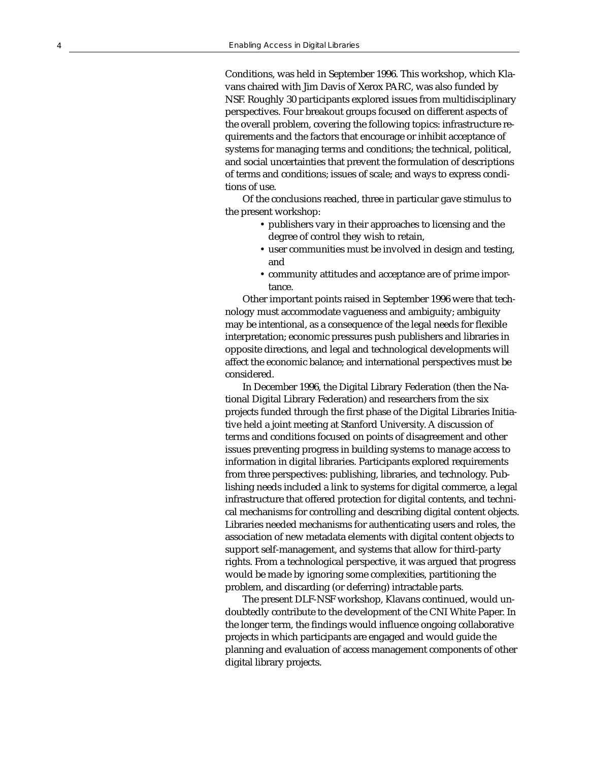Conditions, was held in September 1996. This workshop, which Klavans chaired with Jim Davis of Xerox PARC, was also funded by NSF. Roughly 30 participants explored issues from multidisciplinary perspectives. Four breakout groups focused on different aspects of the overall problem, covering the following topics: infrastructure requirements and the factors that encourage or inhibit acceptance of systems for managing terms and conditions; the technical, political, and social uncertainties that prevent the formulation of descriptions of terms and conditions; issues of scale; and ways to express conditions of use.

Of the conclusions reached, three in particular gave stimulus to the present workshop:

- publishers vary in their approaches to licensing and the degree of control they wish to retain,
- user communities must be involved in design and testing, and
- community attitudes and acceptance are of prime importance.

Other important points raised in September 1996 were that technology must accommodate vagueness and ambiguity; ambiguity may be intentional, as a consequence of the legal needs for flexible interpretation; economic pressures push publishers and libraries in opposite directions, and legal and technological developments will affect the economic balance; and international perspectives must be considered.

In December 1996, the Digital Library Federation (then the National Digital Library Federation) and researchers from the six projects funded through the first phase of the Digital Libraries Initiative held a joint meeting at Stanford University. A discussion of terms and conditions focused on points of disagreement and other issues preventing progress in building systems to manage access to information in digital libraries. Participants explored requirements from three perspectives: publishing, libraries, and technology. Publishing needs included a link to systems for digital commerce, a legal infrastructure that offered protection for digital contents, and technical mechanisms for controlling and describing digital content objects. Libraries needed mechanisms for authenticating users and roles, the association of new metadata elements with digital content objects to support self-management, and systems that allow for third-party rights. From a technological perspective, it was argued that progress would be made by ignoring some complexities, partitioning the problem, and discarding (or deferring) intractable parts.

The present DLF-NSF workshop, Klavans continued, would undoubtedly contribute to the development of the CNI White Paper. In the longer term, the findings would influence ongoing collaborative projects in which participants are engaged and would guide the planning and evaluation of access management components of other digital library projects.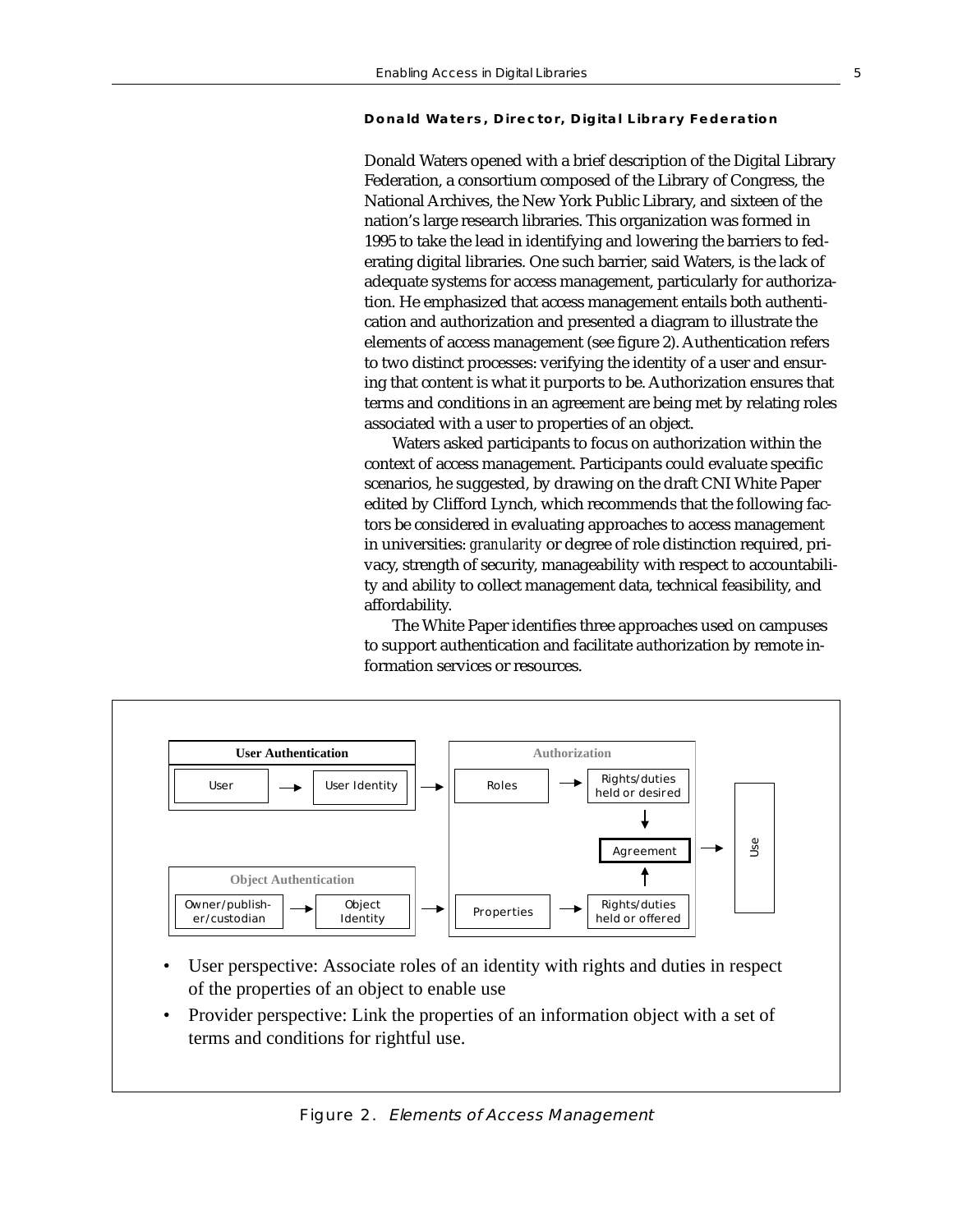#### Donald Waters, Director, Digital Library Federation

Donald Waters opened with a brief description of the Digital Library Federation, a consortium composed of the Library of Congress, the National Archives, the New York Public Library, and sixteen of the nation's large research libraries. This organization was formed in 1995 to take the lead in identifying and lowering the barriers to federating digital libraries. One such barrier, said Waters, is the lack of adequate systems for access management, particularly for authorization. He emphasized that access management entails both authentication and authorization and presented a diagram to illustrate the elements of access management (see figure 2). Authentication refers to two distinct processes: verifying the identity of a user and ensuring that content is what it purports to be. Authorization ensures that terms and conditions in an agreement are being met by relating roles associated with a user to properties of an object.

Waters asked participants to focus on authorization within the context of access management. Participants could evaluate specific scenarios, he suggested, by drawing on the draft CNI White Paper edited by Clifford Lynch, which recommends that the following factors be considered in evaluating approaches to access management in universities: *granularity* or degree of role distinction required, privacy, strength of security, manageability with respect to accountability and ability to collect management data, technical feasibility, and affordability.

The White Paper identifies three approaches used on campuses to support authentication and facilitate authorization by remote information services or resources.

**User Authentication**: User → User Identity → 

**Authorization**: Roles → Rights/duties held or desired → Agreement ← Rights/duties held or offered ← Properties

**Object Authentication**: Owner/publisher/custodian → Object Identity →

Agreement → Use

- User perspective: Associate roles of an identity with rights and duties in respect of the properties of an object to enable use
- Provider perspective: Link the properties of an information object with a set of terms and conditions for rightful use.

Figure 2. *Elements of Access Management*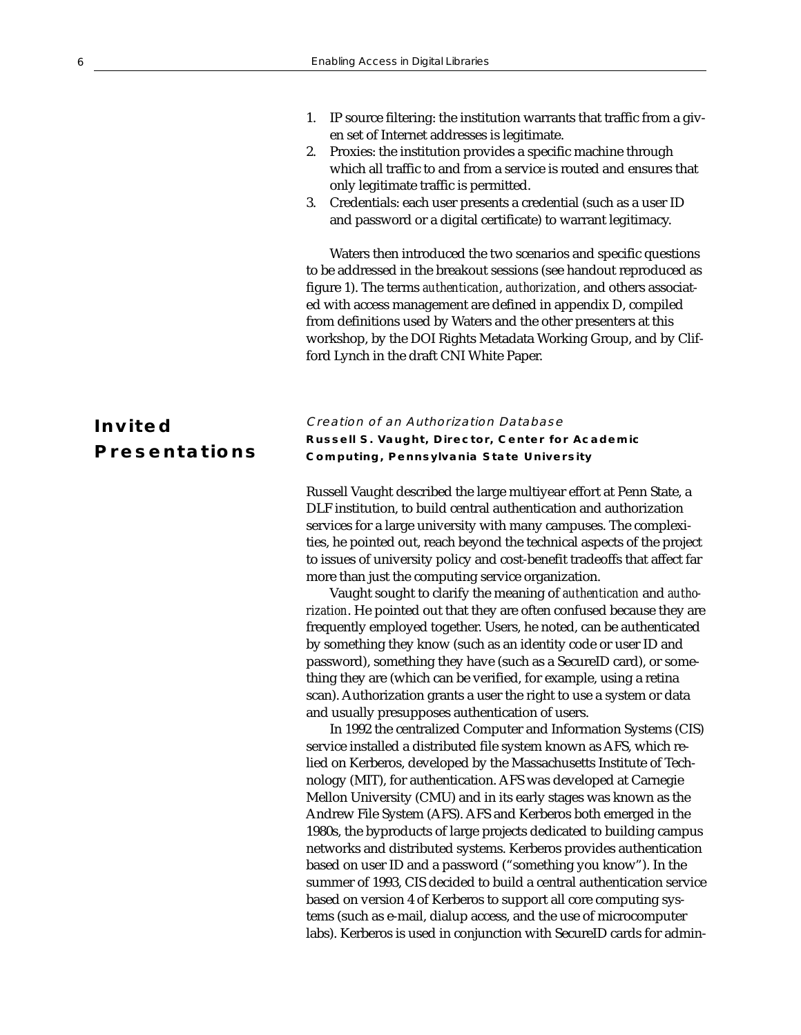1. IP source filtering: the institution warrants that traffic from a given set of Internet addresses is legitimate.
2. Proxies: the institution provides a specific machine through which all traffic to and from a service is routed and ensures that only legitimate traffic is permitted.
3. Credentials: each user presents a credential (such as a user ID and password or a digital certificate) to warrant legitimacy.

Waters then introduced the two scenarios and specific questions to be addressed in the breakout sessions (see handout reproduced as figure 1). The terms *authentication*, *authorization*, and others associated with access management are defined in appendix D, compiled from definitions used by Waters and the other presenters at this workshop, by the DOI Rights Metadata Working Group, and by Clifford Lynch in the draft CNI White Paper.

## Invited Presentations

### *Creation of an Authorization Database*

**Russell S. Vaught, Director, Center for Academic Computing, Pennsylvania State University**

Russell Vaught described the large multiyear effort at Penn State, a DLF institution, to build central authentication and authorization services for a large university with many campuses. The complexities, he pointed out, reach beyond the technical aspects of the project to issues of university policy and cost-benefit tradeoffs that affect far more than just the computing service organization.

Vaught sought to clarify the meaning of *authentication* and *authorization*. He pointed out that they are often confused because they are frequently employed together. Users, he noted, can be authenticated by something they know (such as an identity code or user ID and password), something they have (such as a SecureID card), or something they are (which can be verified, for example, using a retina scan). Authorization grants a user the right to use a system or data and usually presupposes authentication of users.

In 1992 the centralized Computer and Information Systems (CIS) service installed a distributed file system known as AFS, which relied on Kerberos, developed by the Massachusetts Institute of Technology (MIT), for authentication. AFS was developed at Carnegie Mellon University (CMU) and in its early stages was known as the Andrew File System (AFS). AFS and Kerberos both emerged in the 1980s, the byproducts of large projects dedicated to building campus networks and distributed systems. Kerberos provides authentication based on user ID and a password ("something you know"). In the summer of 1993, CIS decided to build a central authentication service based on version 4 of Kerberos to support all core computing systems (such as e-mail, dialup access, and the use of microcomputer labs). Kerberos is used in conjunction with SecureID cards for admin-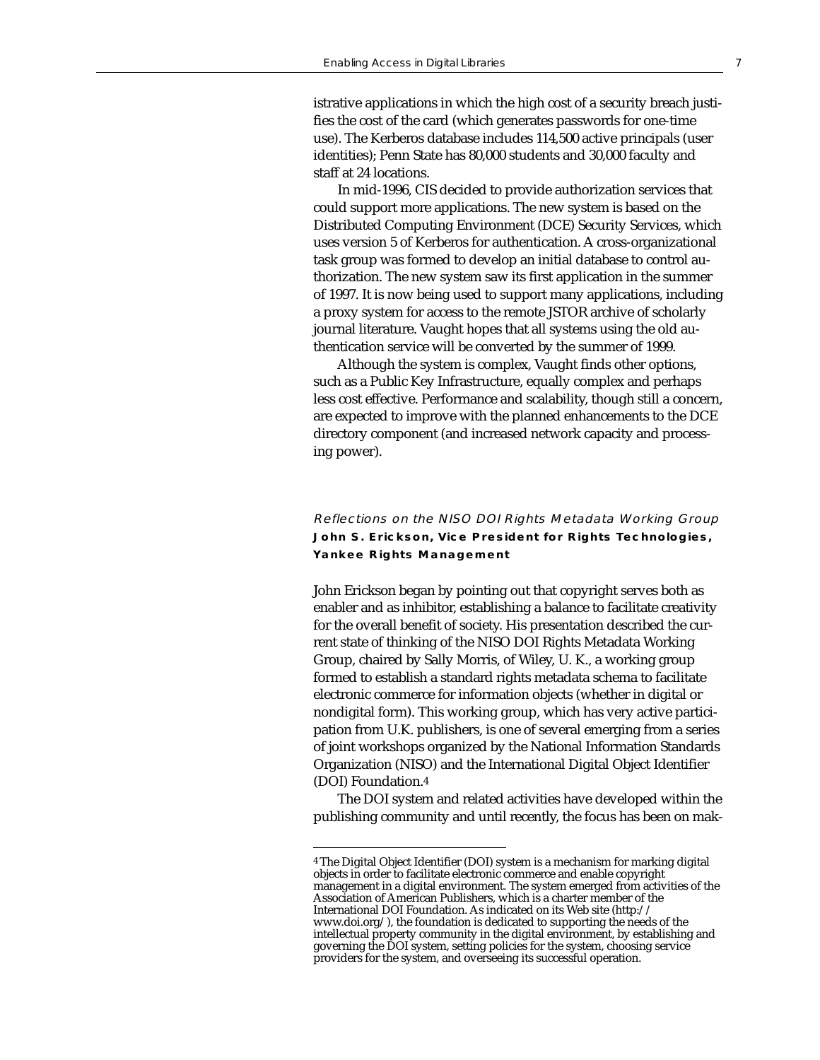istrative applications in which the high cost of a security breach justifies the cost of the card (which generates passwords for one-time use). The Kerberos database includes 114,500 active principals (user identities); Penn State has 80,000 students and 30,000 faculty and staff at 24 locations.

In mid-1996, CIS decided to provide authorization services that could support more applications. The new system is based on the Distributed Computing Environment (DCE) Security Services, which uses version 5 of Kerberos for authentication. A cross-organizational task group was formed to develop an initial database to control authorization. The new system saw its first application in the summer of 1997. It is now being used to support many applications, including a proxy system for access to the remote JSTOR archive of scholarly journal literature. Vaught hopes that all systems using the old authentication service will be converted by the summer of 1999.

Although the system is complex, Vaught finds other options, such as a Public Key Infrastructure, equally complex and perhaps less cost effective. Performance and scalability, though still a concern, are expected to improve with the planned enhancements to the DCE directory component (and increased network capacity and processing power).

### *Reflections on the NISO DOI Rights Metadata Working Group*

**John S. Erickson, Vice President for Rights Technologies, Yankee Rights Management**

John Erickson began by pointing out that copyright serves both as enabler and as inhibitor, establishing a balance to facilitate creativity for the overall benefit of society. His presentation described the current state of thinking of the NISO DOI Rights Metadata Working Group, chaired by Sally Morris, of Wiley, U. K., a working group formed to establish a standard rights metadata schema to facilitate electronic commerce for information objects (whether in digital or nondigital form). This working group, which has very active participation from U.K. publishers, is one of several emerging from a series of joint workshops organized by the National Information Standards Organization (NISO) and the International Digital Object Identifier (DOI) Foundation.[4]

The DOI system and related activities have developed within the publishing community and until recently, the focus has been on mak-

---

[4] The Digital Object Identifier (DOI) system is a mechanism for marking digital objects in order to facilitate electronic commerce and enable copyright management in a digital environment. The system emerged from activities of the Association of American Publishers, which is a charter member of the International DOI Foundation. As indicated on its Web site (http://www.doi.org/), the foundation is dedicated to supporting the needs of the intellectual property community in the digital environment, by establishing and governing the DOI system, setting policies for the system, choosing service providers for the system, and overseeing its successful operation.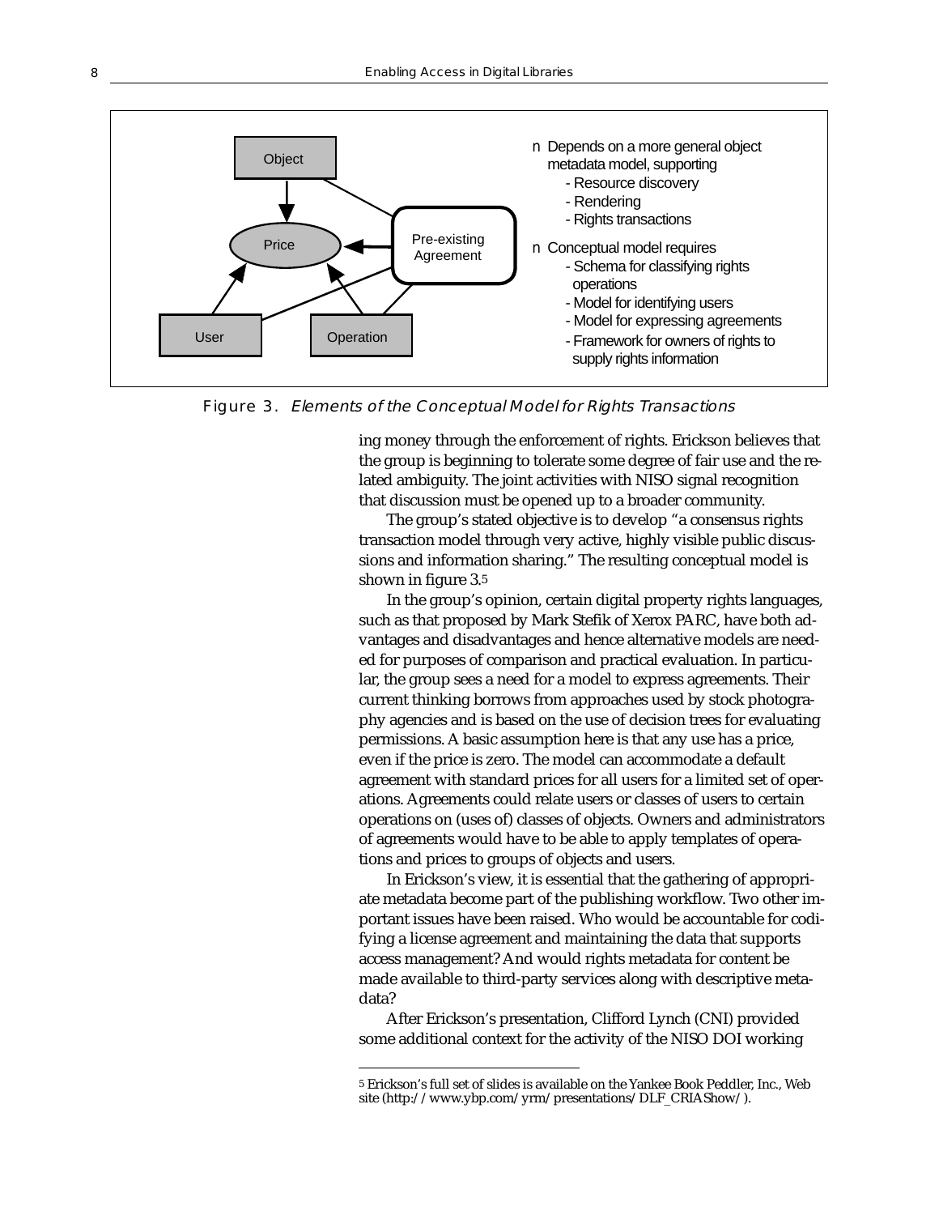- Depends on a more general object metadata model, supporting
  - Resource discovery
  - Rendering
  - Rights transactions
- Conceptual model requires
  - Schema for classifying rights operations
  - Model for identifying users
  - Model for expressing agreements
  - Framework for owners of rights to supply rights information

Figure 3. *Elements of the Conceptual Model for Rights Transactions*

ing money through the enforcement of rights. Erickson believes that the group is beginning to tolerate some degree of fair use and the related ambiguity. The joint activities with NISO signal recognition that discussion must be opened up to a broader community.

The group's stated objective is to develop "a consensus rights transaction model through very active, highly visible public discussions and information sharing." The resulting conceptual model is shown in figure 3.[5]

In the group's opinion, certain digital property rights languages, such as that proposed by Mark Stefik of Xerox PARC, have both advantages and disadvantages and hence alternative models are needed for purposes of comparison and practical evaluation. In particular, the group sees a need for a model to express agreements. Their current thinking borrows from approaches used by stock photography agencies and is based on the use of decision trees for evaluating permissions. A basic assumption here is that any use has a price, even if the price is zero. The model can accommodate a default agreement with standard prices for all users for a limited set of operations. Agreements could relate users or classes of users to certain operations on (uses of) classes of objects. Owners and administrators of agreements would have to be able to apply templates of operations and prices to groups of objects and users.

In Erickson's view, it is essential that the gathering of appropriate metadata become part of the publishing workflow. Two other important issues have been raised. Who would be accountable for codifying a license agreement and maintaining the data that supports access management? And would rights metadata for content be made available to third-party services along with descriptive metadata?

After Erickson's presentation, Clifford Lynch (CNI) provided some additional context for the activity of the NISO DOI working

[5] Erickson's full set of slides is available on the Yankee Book Peddler, Inc., Web site (http://www.ybp.com/yrm/presentations/DLF_CRIAShow/).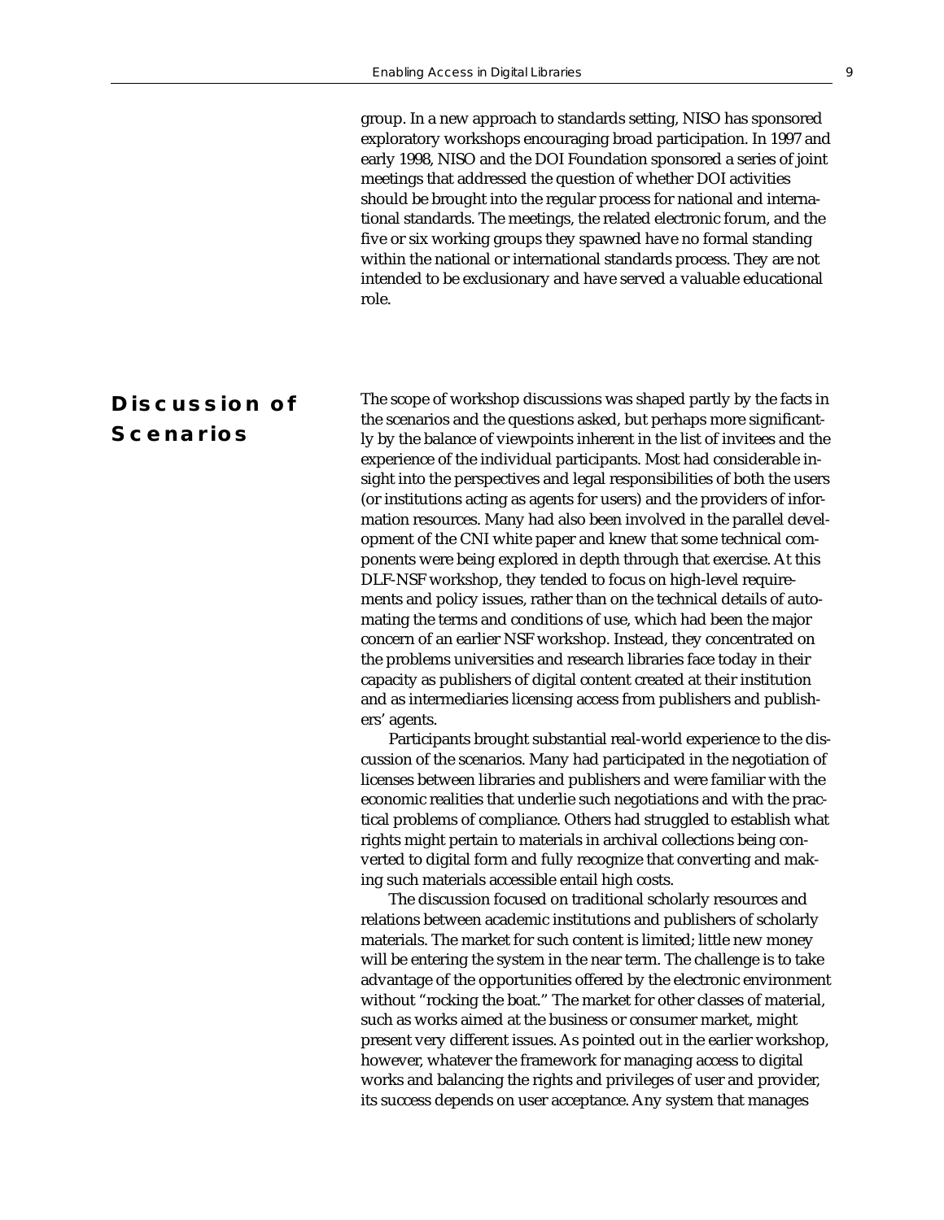group. In a new approach to standards setting, NISO has sponsored exploratory workshops encouraging broad participation. In 1997 and early 1998, NISO and the DOI Foundation sponsored a series of joint meetings that addressed the question of whether DOI activities should be brought into the regular process for national and international standards. The meetings, the related electronic forum, and the five or six working groups they spawned have no formal standing within the national or international standards process. They are not intended to be exclusionary and have served a valuable educational role.

## Discussion of Scenarios

The scope of workshop discussions was shaped partly by the facts in the scenarios and the questions asked, but perhaps more significantly by the balance of viewpoints inherent in the list of invitees and the experience of the individual participants. Most had considerable insight into the perspectives and legal responsibilities of both the users (or institutions acting as agents for users) and the providers of information resources. Many had also been involved in the parallel development of the CNI white paper and knew that some technical components were being explored in depth through that exercise. At this DLF-NSF workshop, they tended to focus on high-level requirements and policy issues, rather than on the technical details of automating the terms and conditions of use, which had been the major concern of an earlier NSF workshop. Instead, they concentrated on the problems universities and research libraries face today in their capacity as publishers of digital content created at their institution and as intermediaries licensing access from publishers and publishers' agents.

Participants brought substantial real-world experience to the discussion of the scenarios. Many had participated in the negotiation of licenses between libraries and publishers and were familiar with the economic realities that underlie such negotiations and with the practical problems of compliance. Others had struggled to establish what rights might pertain to materials in archival collections being converted to digital form and fully recognize that converting and making such materials accessible entail high costs.

The discussion focused on traditional scholarly resources and relations between academic institutions and publishers of scholarly materials. The market for such content is limited; little new money will be entering the system in the near term. The challenge is to take advantage of the opportunities offered by the electronic environment without "rocking the boat." The market for other classes of material, such as works aimed at the business or consumer market, might present very different issues. As pointed out in the earlier workshop, however, whatever the framework for managing access to digital works and balancing the rights and privileges of user and provider, its success depends on user acceptance. Any system that manages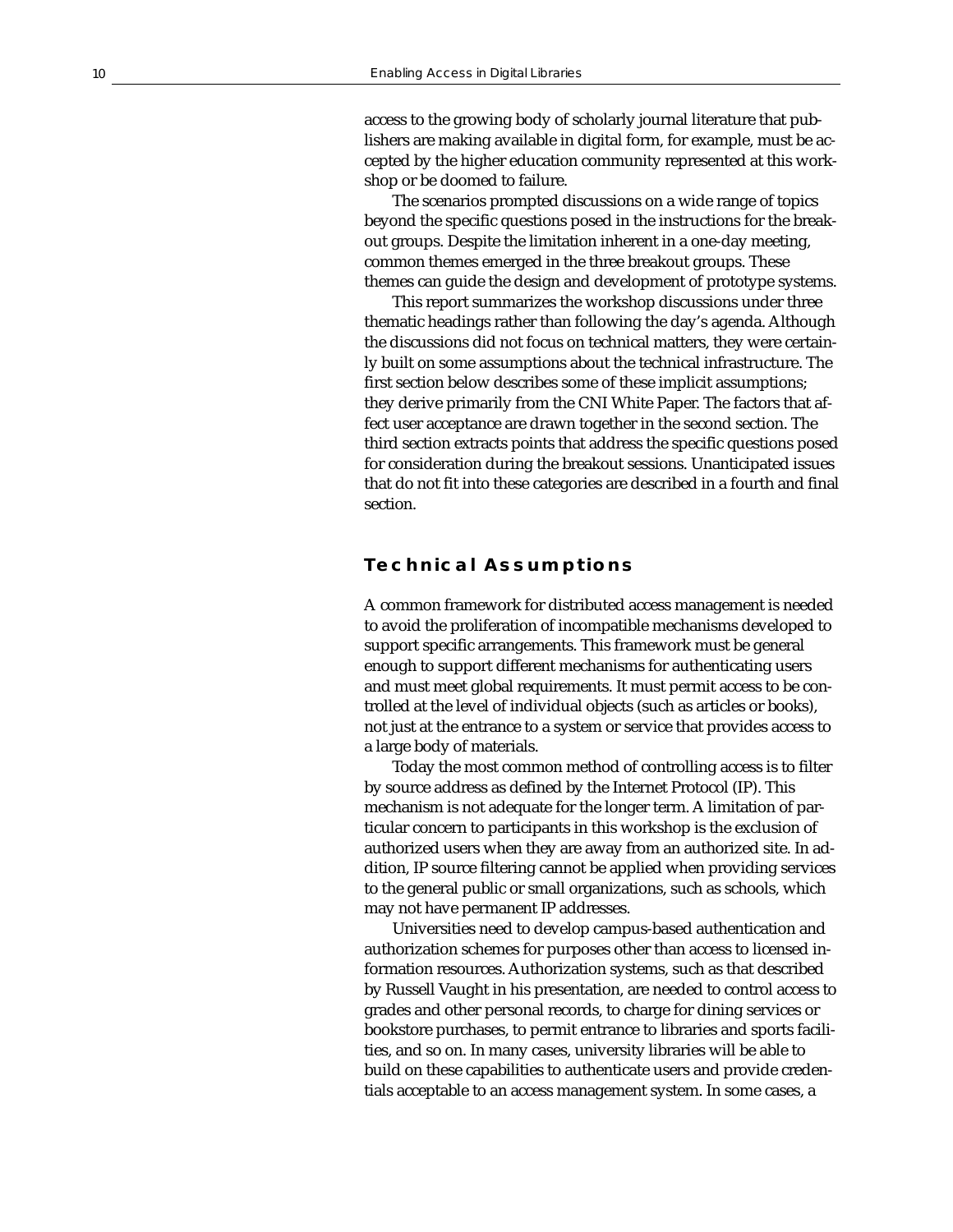access to the growing body of scholarly journal literature that publishers are making available in digital form, for example, must be accepted by the higher education community represented at this workshop or be doomed to failure.

The scenarios prompted discussions on a wide range of topics beyond the specific questions posed in the instructions for the breakout groups. Despite the limitation inherent in a one-day meeting, common themes emerged in the three breakout groups. These themes can guide the design and development of prototype systems.

This report summarizes the workshop discussions under three thematic headings rather than following the day's agenda. Although the discussions did not focus on technical matters, they were certainly built on some assumptions about the technical infrastructure. The first section below describes some of these implicit assumptions; they derive primarily from the CNI White Paper. The factors that affect user acceptance are drawn together in the second section. The third section extracts points that address the specific questions posed for consideration during the breakout sessions. Unanticipated issues that do not fit into these categories are described in a fourth and final section.

## Technical Assumptions

A common framework for distributed access management is needed to avoid the proliferation of incompatible mechanisms developed to support specific arrangements. This framework must be general enough to support different mechanisms for authenticating users and must meet global requirements. It must permit access to be controlled at the level of individual objects (such as articles or books), not just at the entrance to a system or service that provides access to a large body of materials.

Today the most common method of controlling access is to filter by source address as defined by the Internet Protocol (IP). This mechanism is not adequate for the longer term. A limitation of particular concern to participants in this workshop is the exclusion of authorized users when they are away from an authorized site. In addition, IP source filtering cannot be applied when providing services to the general public or small organizations, such as schools, which may not have permanent IP addresses.

Universities need to develop campus-based authentication and authorization schemes for purposes other than access to licensed information resources. Authorization systems, such as that described by Russell Vaught in his presentation, are needed to control access to grades and other personal records, to charge for dining services or bookstore purchases, to permit entrance to libraries and sports facilities, and so on. In many cases, university libraries will be able to build on these capabilities to authenticate users and provide credentials acceptable to an access management system. In some cases, a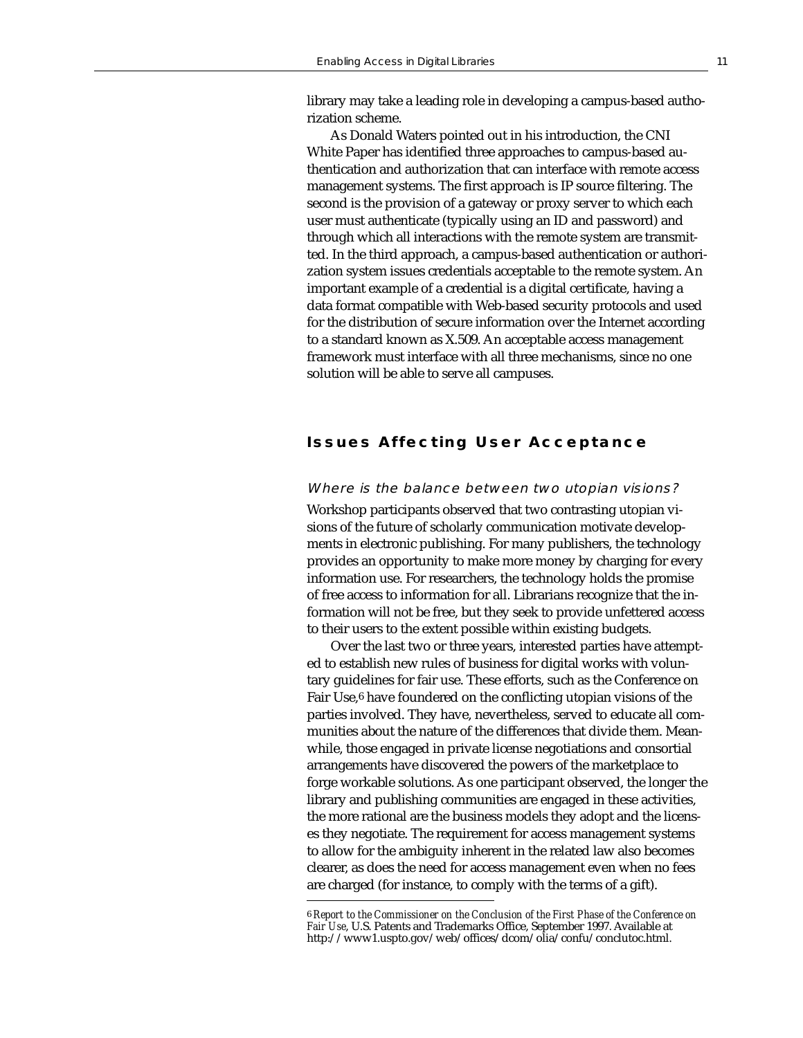library may take a leading role in developing a campus-based authorization scheme.

As Donald Waters pointed out in his introduction, the CNI White Paper has identified three approaches to campus-based authentication and authorization that can interface with remote access management systems. The first approach is IP source filtering. The second is the provision of a gateway or proxy server to which each user must authenticate (typically using an ID and password) and through which all interactions with the remote system are transmitted. In the third approach, a campus-based authentication or authorization system issues credentials acceptable to the remote system. An important example of a credential is a digital certificate, having a data format compatible with Web-based security protocols and used for the distribution of secure information over the Internet according to a standard known as X.509. An acceptable access management framework must interface with all three mechanisms, since no one solution will be able to serve all campuses.

## Issues Affecting User Acceptance

### *Where is the balance between two utopian visions?*

Workshop participants observed that two contrasting utopian visions of the future of scholarly communication motivate developments in electronic publishing. For many publishers, the technology provides an opportunity to make more money by charging for every information use. For researchers, the technology holds the promise of free access to information for all. Librarians recognize that the information will not be free, but they seek to provide unfettered access to their users to the extent possible within existing budgets.

Over the last two or three years, interested parties have attempted to establish new rules of business for digital works with voluntary guidelines for fair use. These efforts, such as the Conference on Fair Use,[6] have foundered on the conflicting utopian visions of the parties involved. They have, nevertheless, served to educate all communities about the nature of the differences that divide them. Meanwhile, those engaged in private license negotiations and consortial arrangements have discovered the powers of the marketplace to forge workable solutions. As one participant observed, the longer the library and publishing communities are engaged in these activities, the more rational are the business models they adopt and the licenses they negotiate. The requirement for access management systems to allow for the ambiguity inherent in the related law also becomes clearer, as does the need for access management even when no fees are charged (for instance, to comply with the terms of a gift).

---

[6] *Report to the Commissioner on the Conclusion of the First Phase of the Conference on Fair Use*, U.S. Patents and Trademarks Office, September 1997. Available at http://www1.uspto.gov/web/offices/dcom/olia/confu/conclutoc.html.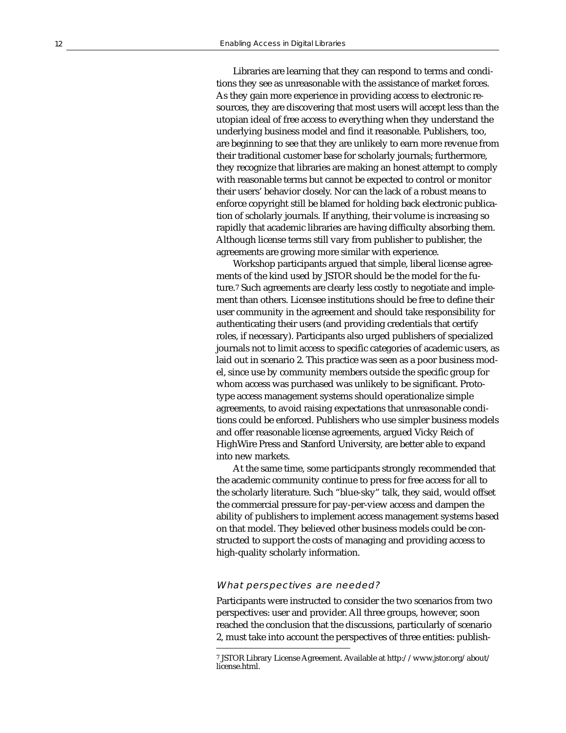Libraries are learning that they can respond to terms and conditions they see as unreasonable with the assistance of market forces. As they gain more experience in providing access to electronic resources, they are discovering that most users will accept less than the utopian ideal of free access to everything when they understand the underlying business model and find it reasonable. Publishers, too, are beginning to see that they are unlikely to earn more revenue from their traditional customer base for scholarly journals; furthermore, they recognize that libraries are making an honest attempt to comply with reasonable terms but cannot be expected to control or monitor their users' behavior closely. Nor can the lack of a robust means to enforce copyright still be blamed for holding back electronic publication of scholarly journals. If anything, their volume is increasing so rapidly that academic libraries are having difficulty absorbing them. Although license terms still vary from publisher to publisher, the agreements are growing more similar with experience.

Workshop participants argued that simple, liberal license agreements of the kind used by JSTOR should be the model for the future.[7] Such agreements are clearly less costly to negotiate and implement than others. Licensee institutions should be free to define their user community in the agreement and should take responsibility for authenticating their users (and providing credentials that certify roles, if necessary). Participants also urged publishers of specialized journals not to limit access to specific categories of academic users, as laid out in scenario 2. This practice was seen as a poor business model, since use by community members outside the specific group for whom access was purchased was unlikely to be significant. Prototype access management systems should operationalize simple agreements, to avoid raising expectations that unreasonable conditions could be enforced. Publishers who use simpler business models and offer reasonable license agreements, argued Vicky Reich of HighWire Press and Stanford University, are better able to expand into new markets.

At the same time, some participants strongly recommended that the academic community continue to press for free access for all to the scholarly literature. Such "blue-sky" talk, they said, would offset the commercial pressure for pay-per-view access and dampen the ability of publishers to implement access management systems based on that model. They believed other business models could be constructed to support the costs of managing and providing access to high-quality scholarly information.

### *What perspectives are needed?*

Participants were instructed to consider the two scenarios from two perspectives: user and provider. All three groups, however, soon reached the conclusion that the discussions, particularly of scenario 2, must take into account the perspectives of three entities: publish-

[7] JSTOR Library License Agreement. Available at http://www.jstor.org/about/license.html.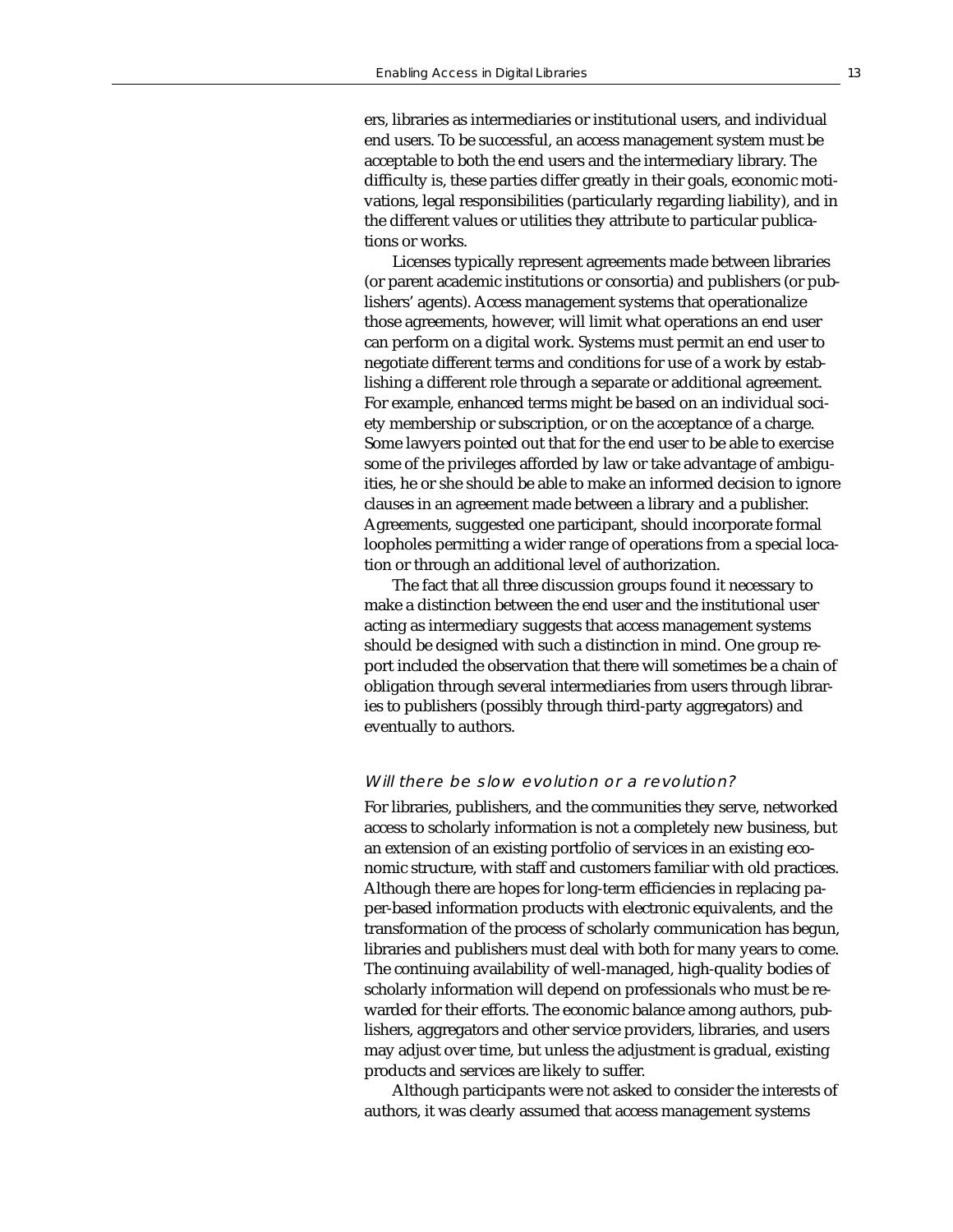ers, libraries as intermediaries or institutional users, and individual end users. To be successful, an access management system must be acceptable to both the end users and the intermediary library. The difficulty is, these parties differ greatly in their goals, economic motivations, legal responsibilities (particularly regarding liability), and in the different values or utilities they attribute to particular publications or works.

Licenses typically represent agreements made between libraries (or parent academic institutions or consortia) and publishers (or publishers' agents). Access management systems that operationalize those agreements, however, will limit what operations an end user can perform on a digital work. Systems must permit an end user to negotiate different terms and conditions for use of a work by establishing a different role through a separate or additional agreement. For example, enhanced terms might be based on an individual society membership or subscription, or on the acceptance of a charge. Some lawyers pointed out that for the end user to be able to exercise some of the privileges afforded by law or take advantage of ambiguities, he or she should be able to make an informed decision to ignore clauses in an agreement made between a library and a publisher. Agreements, suggested one participant, should incorporate formal loopholes permitting a wider range of operations from a special location or through an additional level of authorization.

The fact that all three discussion groups found it necessary to make a distinction between the end user and the institutional user acting as intermediary suggests that access management systems should be designed with such a distinction in mind. One group report included the observation that there will sometimes be a chain of obligation through several intermediaries from users through libraries to publishers (possibly through third-party aggregators) and eventually to authors.

### *Will there be slow evolution or a revolution?*

For libraries, publishers, and the communities they serve, networked access to scholarly information is not a completely new business, but an extension of an existing portfolio of services in an existing economic structure, with staff and customers familiar with old practices. Although there are hopes for long-term efficiencies in replacing paper-based information products with electronic equivalents, and the transformation of the process of scholarly communication has begun, libraries and publishers must deal with both for many years to come. The continuing availability of well-managed, high-quality bodies of scholarly information will depend on professionals who must be rewarded for their efforts. The economic balance among authors, publishers, aggregators and other service providers, libraries, and users may adjust over time, but unless the adjustment is gradual, existing products and services are likely to suffer.

Although participants were not asked to consider the interests of authors, it was clearly assumed that access management systems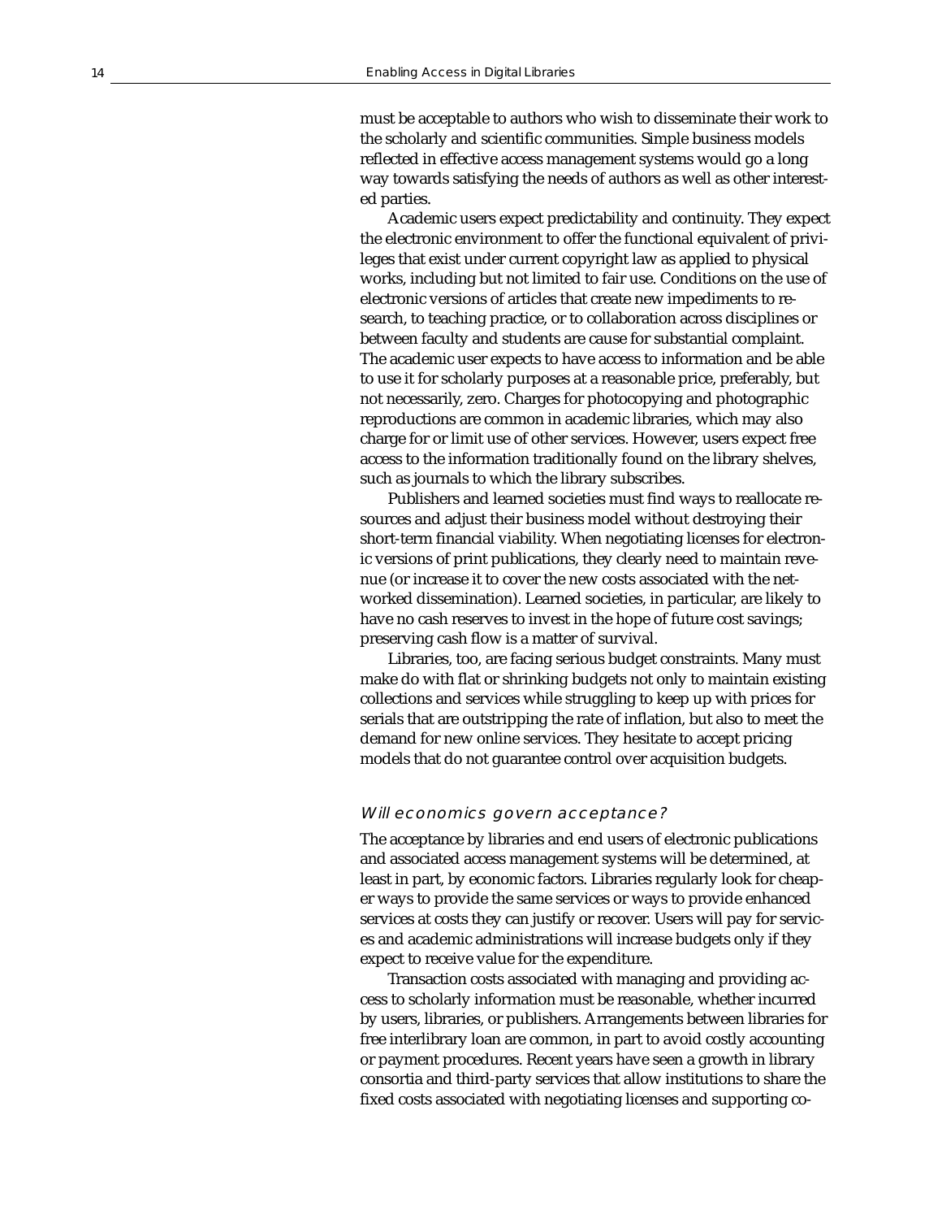must be acceptable to authors who wish to disseminate their work to the scholarly and scientific communities. Simple business models reflected in effective access management systems would go a long way towards satisfying the needs of authors as well as other interested parties.

Academic users expect predictability and continuity. They expect the electronic environment to offer the functional equivalent of privileges that exist under current copyright law as applied to physical works, including but not limited to fair use. Conditions on the use of electronic versions of articles that create new impediments to research, to teaching practice, or to collaboration across disciplines or between faculty and students are cause for substantial complaint. The academic user expects to have access to information and be able to use it for scholarly purposes at a reasonable price, preferably, but not necessarily, zero. Charges for photocopying and photographic reproductions are common in academic libraries, which may also charge for or limit use of other services. However, users expect free access to the information traditionally found on the library shelves, such as journals to which the library subscribes.

Publishers and learned societies must find ways to reallocate resources and adjust their business model without destroying their short-term financial viability. When negotiating licenses for electronic versions of print publications, they clearly need to maintain revenue (or increase it to cover the new costs associated with the networked dissemination). Learned societies, in particular, are likely to have no cash reserves to invest in the hope of future cost savings; preserving cash flow is a matter of survival.

Libraries, too, are facing serious budget constraints. Many must make do with flat or shrinking budgets not only to maintain existing collections and services while struggling to keep up with prices for serials that are outstripping the rate of inflation, but also to meet the demand for new online services. They hesitate to accept pricing models that do not guarantee control over acquisition budgets.

### *Will economics govern acceptance?*

The acceptance by libraries and end users of electronic publications and associated access management systems will be determined, at least in part, by economic factors. Libraries regularly look for cheaper ways to provide the same services or ways to provide enhanced services at costs they can justify or recover. Users will pay for services and academic administrations will increase budgets only if they expect to receive value for the expenditure.

Transaction costs associated with managing and providing access to scholarly information must be reasonable, whether incurred by users, libraries, or publishers. Arrangements between libraries for free interlibrary loan are common, in part to avoid costly accounting or payment procedures. Recent years have seen a growth in library consortia and third-party services that allow institutions to share the fixed costs associated with negotiating licenses and supporting co-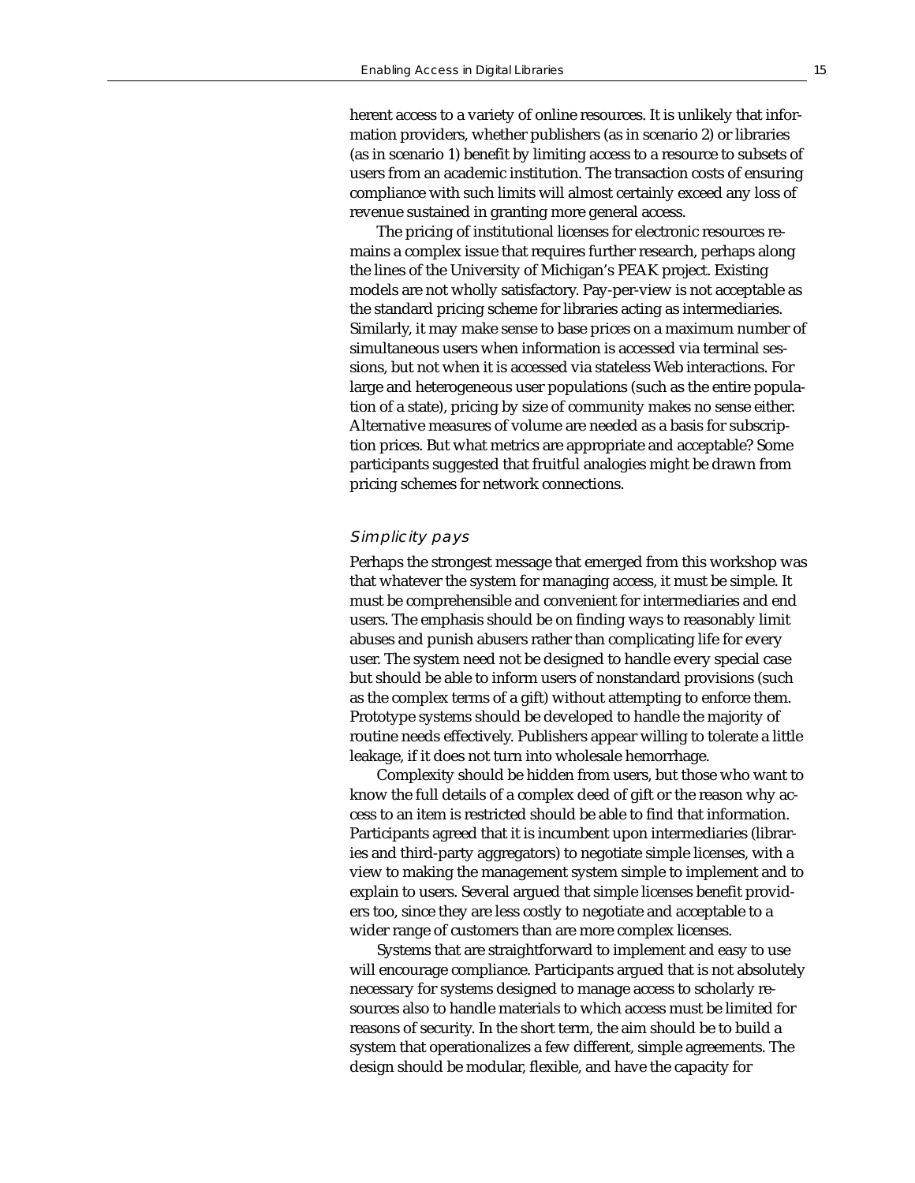herent access to a variety of online resources. It is unlikely that information providers, whether publishers (as in scenario 2) or libraries (as in scenario 1) benefit by limiting access to a resource to subsets of users from an academic institution. The transaction costs of ensuring compliance with such limits will almost certainly exceed any loss of revenue sustained in granting more general access.

The pricing of institutional licenses for electronic resources remains a complex issue that requires further research, perhaps along the lines of the University of Michigan's PEAK project. Existing models are not wholly satisfactory. Pay-per-view is not acceptable as the standard pricing scheme for libraries acting as intermediaries. Similarly, it may make sense to base prices on a maximum number of simultaneous users when information is accessed via terminal sessions, but not when it is accessed via stateless Web interactions. For large and heterogeneous user populations (such as the entire population of a state), pricing by size of community makes no sense either. Alternative measures of volume are needed as a basis for subscription prices. But what metrics are appropriate and acceptable? Some participants suggested that fruitful analogies might be drawn from pricing schemes for network connections.

### *Simplicity pays*

Perhaps the strongest message that emerged from this workshop was that whatever the system for managing access, it must be simple. It must be comprehensible and convenient for intermediaries and end users. The emphasis should be on finding ways to reasonably limit abuses and punish abusers rather than complicating life for every user. The system need not be designed to handle every special case but should be able to inform users of nonstandard provisions (such as the complex terms of a gift) without attempting to enforce them. Prototype systems should be developed to handle the majority of routine needs effectively. Publishers appear willing to tolerate a little leakage, if it does not turn into wholesale hemorrhage.

Complexity should be hidden from users, but those who want to know the full details of a complex deed of gift or the reason why access to an item is restricted should be able to find that information. Participants agreed that it is incumbent upon intermediaries (libraries and third-party aggregators) to negotiate simple licenses, with a view to making the management system simple to implement and to explain to users. Several argued that simple licenses benefit providers too, since they are less costly to negotiate and acceptable to a wider range of customers than are more complex licenses.

Systems that are straightforward to implement and easy to use will encourage compliance. Participants argued that is not absolutely necessary for systems designed to manage access to scholarly resources also to handle materials to which access must be limited for reasons of security. In the short term, the aim should be to build a system that operationalizes a few different, simple agreements. The design should be modular, flexible, and have the capacity for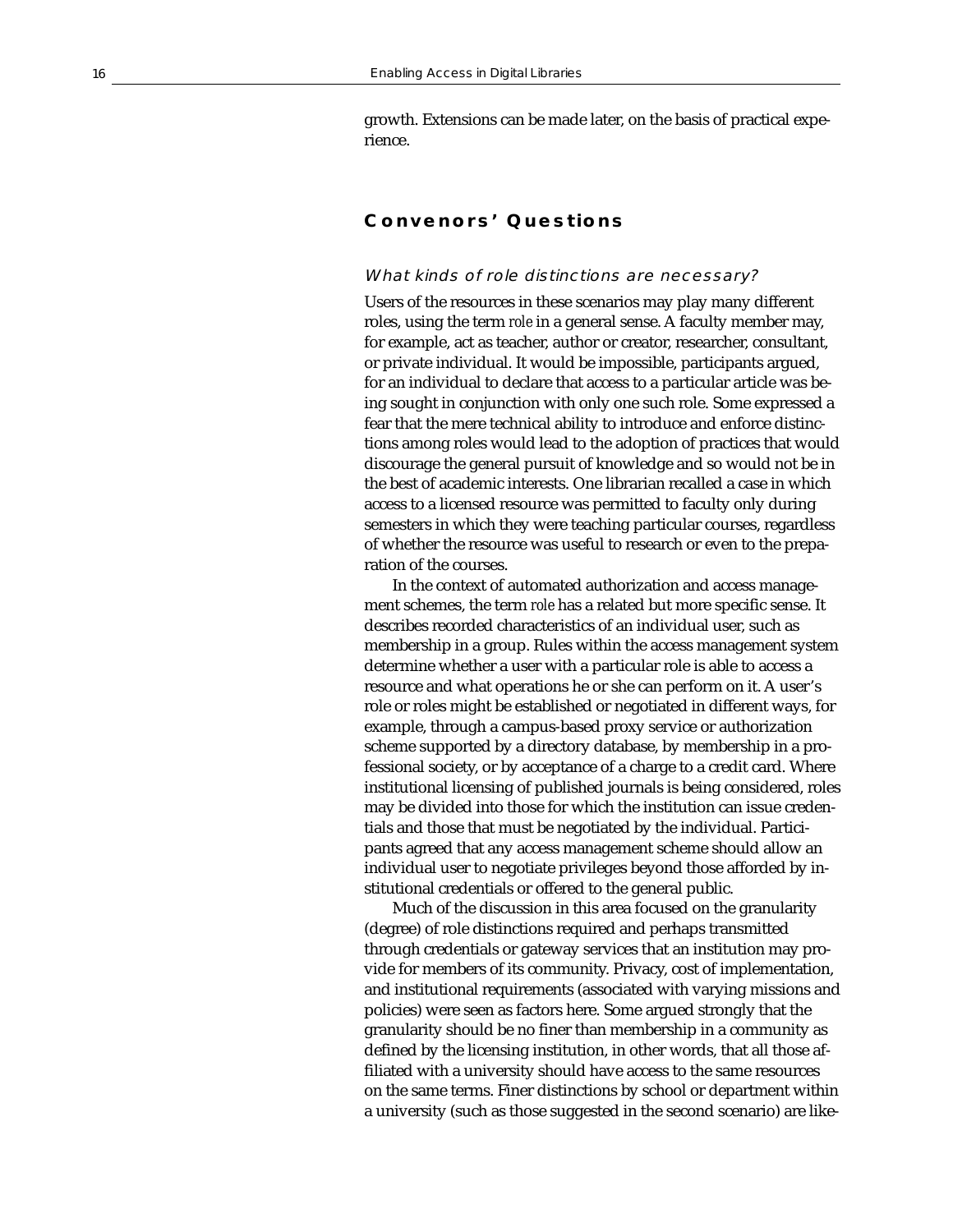growth. Extensions can be made later, on the basis of practical experience.

## Convenors' Questions

### *What kinds of role distinctions are necessary?*

Users of the resources in these scenarios may play many different roles, using the term *role* in a general sense. A faculty member may, for example, act as teacher, author or creator, researcher, consultant, or private individual. It would be impossible, participants argued, for an individual to declare that access to a particular article was being sought in conjunction with only one such role. Some expressed a fear that the mere technical ability to introduce and enforce distinctions among roles would lead to the adoption of practices that would discourage the general pursuit of knowledge and so would not be in the best of academic interests. One librarian recalled a case in which access to a licensed resource was permitted to faculty only during semesters in which they were teaching particular courses, regardless of whether the resource was useful to research or even to the preparation of the courses.

In the context of automated authorization and access management schemes, the term *role* has a related but more specific sense. It describes recorded characteristics of an individual user, such as membership in a group. Rules within the access management system determine whether a user with a particular role is able to access a resource and what operations he or she can perform on it. A user's role or roles might be established or negotiated in different ways, for example, through a campus-based proxy service or authorization scheme supported by a directory database, by membership in a professional society, or by acceptance of a charge to a credit card. Where institutional licensing of published journals is being considered, roles may be divided into those for which the institution can issue credentials and those that must be negotiated by the individual. Participants agreed that any access management scheme should allow an individual user to negotiate privileges beyond those afforded by institutional credentials or offered to the general public.

Much of the discussion in this area focused on the granularity (degree) of role distinctions required and perhaps transmitted through credentials or gateway services that an institution may provide for members of its community. Privacy, cost of implementation, and institutional requirements (associated with varying missions and policies) were seen as factors here. Some argued strongly that the granularity should be no finer than membership in a community as defined by the licensing institution, in other words, that all those affiliated with a university should have access to the same resources on the same terms. Finer distinctions by school or department within a university (such as those suggested in the second scenario) are like-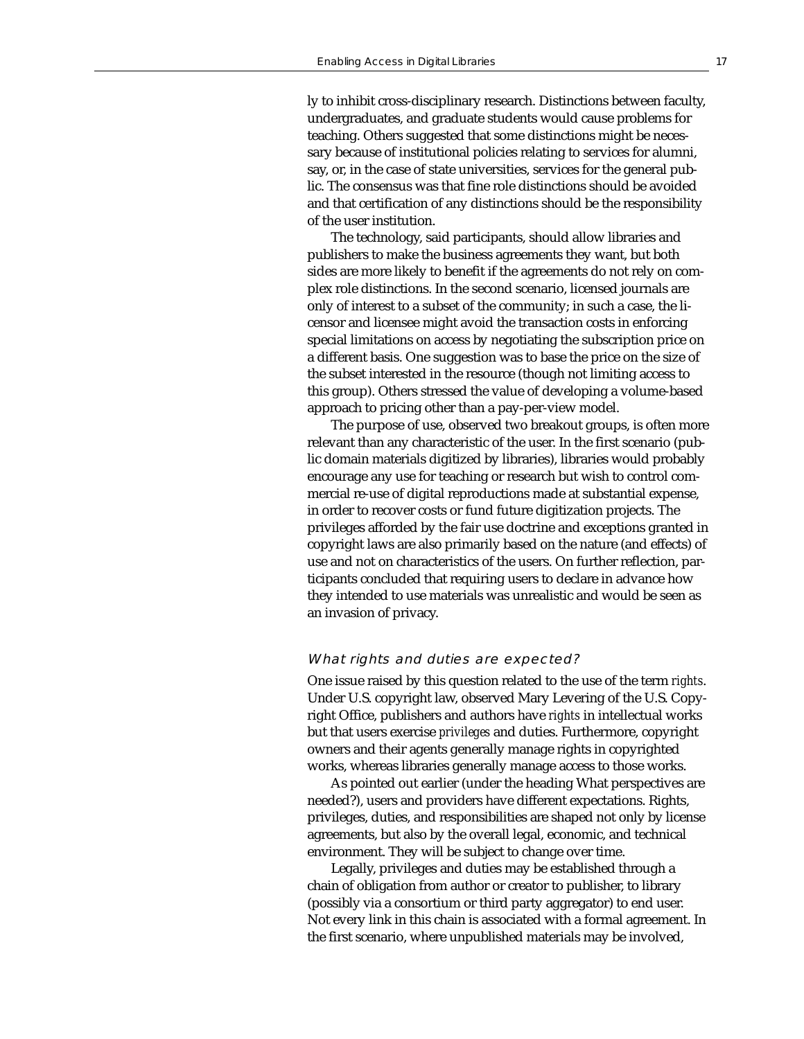ly to inhibit cross-disciplinary research. Distinctions between faculty, undergraduates, and graduate students would cause problems for teaching. Others suggested that some distinctions might be necessary because of institutional policies relating to services for alumni, say, or, in the case of state universities, services for the general public. The consensus was that fine role distinctions should be avoided and that certification of any distinctions should be the responsibility of the user institution.

The technology, said participants, should allow libraries and publishers to make the business agreements they want, but both sides are more likely to benefit if the agreements do not rely on complex role distinctions. In the second scenario, licensed journals are only of interest to a subset of the community; in such a case, the licensor and licensee might avoid the transaction costs in enforcing special limitations on access by negotiating the subscription price on a different basis. One suggestion was to base the price on the size of the subset interested in the resource (though not limiting access to this group). Others stressed the value of developing a volume-based approach to pricing other than a pay-per-view model.

The purpose of use, observed two breakout groups, is often more relevant than any characteristic of the user. In the first scenario (public domain materials digitized by libraries), libraries would probably encourage any use for teaching or research but wish to control commercial re-use of digital reproductions made at substantial expense, in order to recover costs or fund future digitization projects. The privileges afforded by the fair use doctrine and exceptions granted in copyright laws are also primarily based on the nature (and effects) of use and not on characteristics of the users. On further reflection, participants concluded that requiring users to declare in advance how they intended to use materials was unrealistic and would be seen as an invasion of privacy.

### *What rights and duties are expected?*

One issue raised by this question related to the use of the term *rights*. Under U.S. copyright law, observed Mary Levering of the U.S. Copyright Office, publishers and authors have *rights* in intellectual works but that users exercise *privileges* and duties. Furthermore, copyright owners and their agents generally manage rights in copyrighted works, whereas libraries generally manage access to those works.

As pointed out earlier (under the heading What perspectives are needed?), users and providers have different expectations. Rights, privileges, duties, and responsibilities are shaped not only by license agreements, but also by the overall legal, economic, and technical environment. They will be subject to change over time.

Legally, privileges and duties may be established through a chain of obligation from author or creator to publisher, to library (possibly via a consortium or third party aggregator) to end user. Not every link in this chain is associated with a formal agreement. In the first scenario, where unpublished materials may be involved,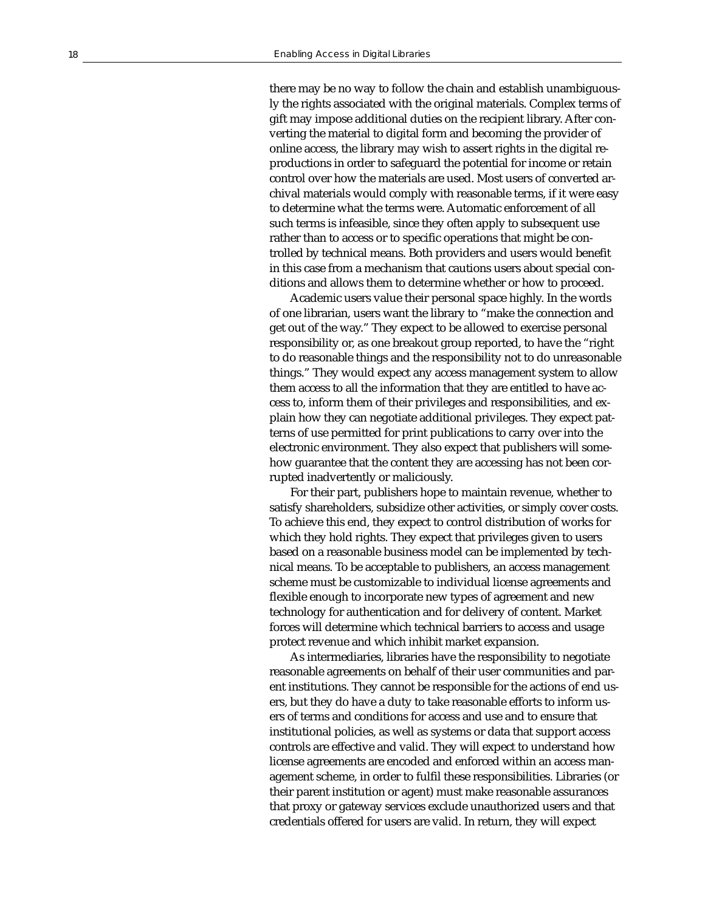there may be no way to follow the chain and establish unambiguously the rights associated with the original materials. Complex terms of gift may impose additional duties on the recipient library. After converting the material to digital form and becoming the provider of online access, the library may wish to assert rights in the digital reproductions in order to safeguard the potential for income or retain control over how the materials are used. Most users of converted archival materials would comply with reasonable terms, if it were easy to determine what the terms were. Automatic enforcement of all such terms is infeasible, since they often apply to subsequent use rather than to access or to specific operations that might be controlled by technical means. Both providers and users would benefit in this case from a mechanism that cautions users about special conditions and allows them to determine whether or how to proceed.

Academic users value their personal space highly. In the words of one librarian, users want the library to "make the connection and get out of the way." They expect to be allowed to exercise personal responsibility or, as one breakout group reported, to have the "right to do reasonable things and the responsibility not to do unreasonable things." They would expect any access management system to allow them access to all the information that they are entitled to have access to, inform them of their privileges and responsibilities, and explain how they can negotiate additional privileges. They expect patterns of use permitted for print publications to carry over into the electronic environment. They also expect that publishers will somehow guarantee that the content they are accessing has not been corrupted inadvertently or maliciously.

For their part, publishers hope to maintain revenue, whether to satisfy shareholders, subsidize other activities, or simply cover costs. To achieve this end, they expect to control distribution of works for which they hold rights. They expect that privileges given to users based on a reasonable business model can be implemented by technical means. To be acceptable to publishers, an access management scheme must be customizable to individual license agreements and flexible enough to incorporate new types of agreement and new technology for authentication and for delivery of content. Market forces will determine which technical barriers to access and usage protect revenue and which inhibit market expansion.

As intermediaries, libraries have the responsibility to negotiate reasonable agreements on behalf of their user communities and parent institutions. They cannot be responsible for the actions of end users, but they do have a duty to take reasonable efforts to inform users of terms and conditions for access and use and to ensure that institutional policies, as well as systems or data that support access controls are effective and valid. They will expect to understand how license agreements are encoded and enforced within an access management scheme, in order to fulfil these responsibilities. Libraries (or their parent institution or agent) must make reasonable assurances that proxy or gateway services exclude unauthorized users and that credentials offered for users are valid. In return, they will expect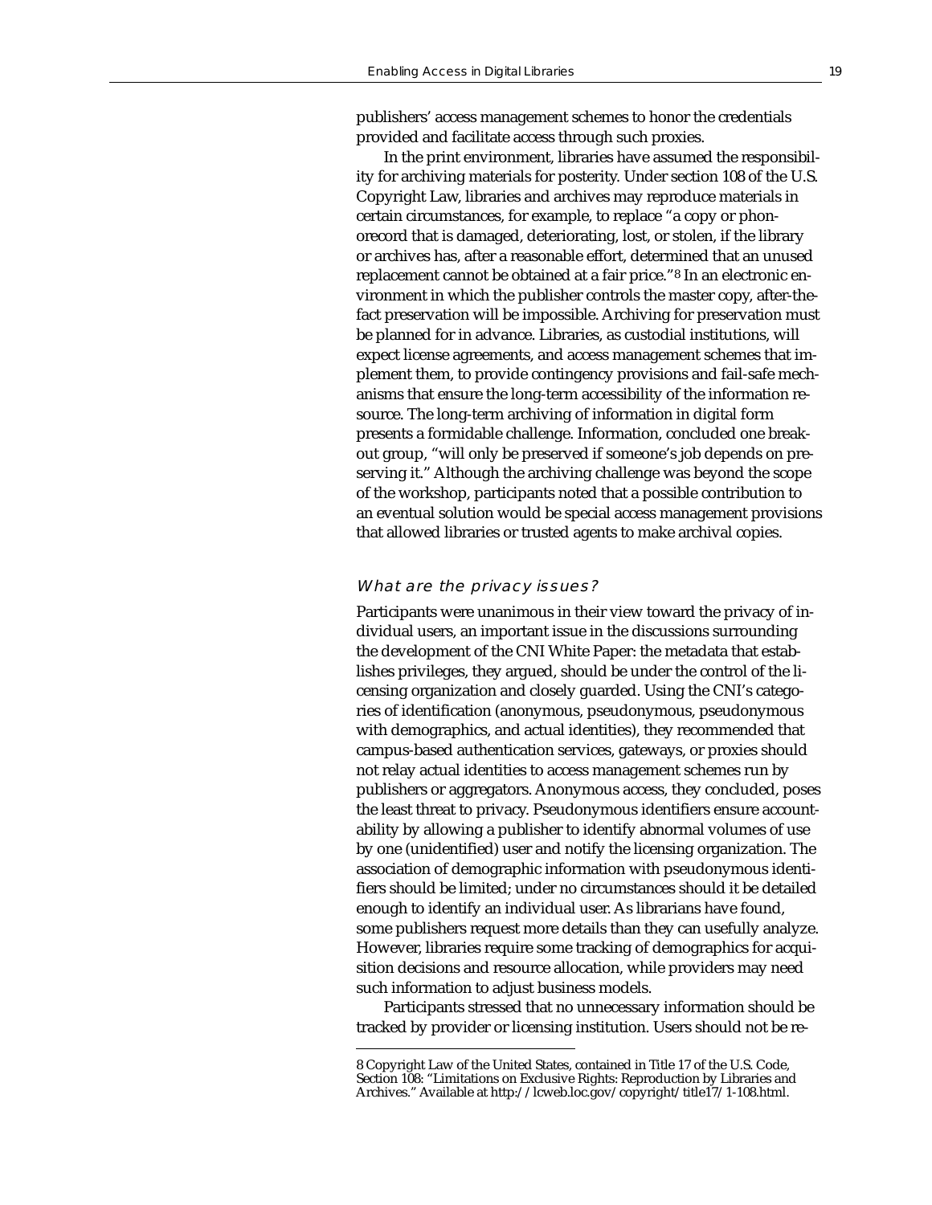publishers' access management schemes to honor the credentials provided and facilitate access through such proxies.

In the print environment, libraries have assumed the responsibility for archiving materials for posterity. Under section 108 of the U.S. Copyright Law, libraries and archives may reproduce materials in certain circumstances, for example, to replace "a copy or phonorecord that is damaged, deteriorating, lost, or stolen, if the library or archives has, after a reasonable effort, determined that an unused replacement cannot be obtained at a fair price."[8] In an electronic environment in which the publisher controls the master copy, after-the-fact preservation will be impossible. Archiving for preservation must be planned for in advance. Libraries, as custodial institutions, will expect license agreements, and access management schemes that implement them, to provide contingency provisions and fail-safe mechanisms that ensure the long-term accessibility of the information resource. The long-term archiving of information in digital form presents a formidable challenge. Information, concluded one breakout group, "will only be preserved if someone's job depends on preserving it." Although the archiving challenge was beyond the scope of the workshop, participants noted that a possible contribution to an eventual solution would be special access management provisions that allowed libraries or trusted agents to make archival copies.

### *What are the privacy issues?*

Participants were unanimous in their view toward the privacy of individual users, an important issue in the discussions surrounding the development of the CNI White Paper: the metadata that establishes privileges, they argued, should be under the control of the licensing organization and closely guarded. Using the CNI's categories of identification (anonymous, pseudonymous, pseudonymous with demographics, and actual identities), they recommended that campus-based authentication services, gateways, or proxies should not relay actual identities to access management schemes run by publishers or aggregators. Anonymous access, they concluded, poses the least threat to privacy. Pseudonymous identifiers ensure accountability by allowing a publisher to identify abnormal volumes of use by one (unidentified) user and notify the licensing organization. The association of demographic information with pseudonymous identifiers should be limited; under no circumstances should it be detailed enough to identify an individual user. As librarians have found, some publishers request more details than they can usefully analyze. However, libraries require some tracking of demographics for acquisition decisions and resource allocation, while providers may need such information to adjust business models.

Participants stressed that no unnecessary information should be tracked by provider or licensing institution. Users should not be re-

---

8 Copyright Law of the United States, contained in Title 17 of the U.S. Code, Section 108: "Limitations on Exclusive Rights: Reproduction by Libraries and Archives." Available at http://lcweb.loc.gov/copyright/title17/1-108.html.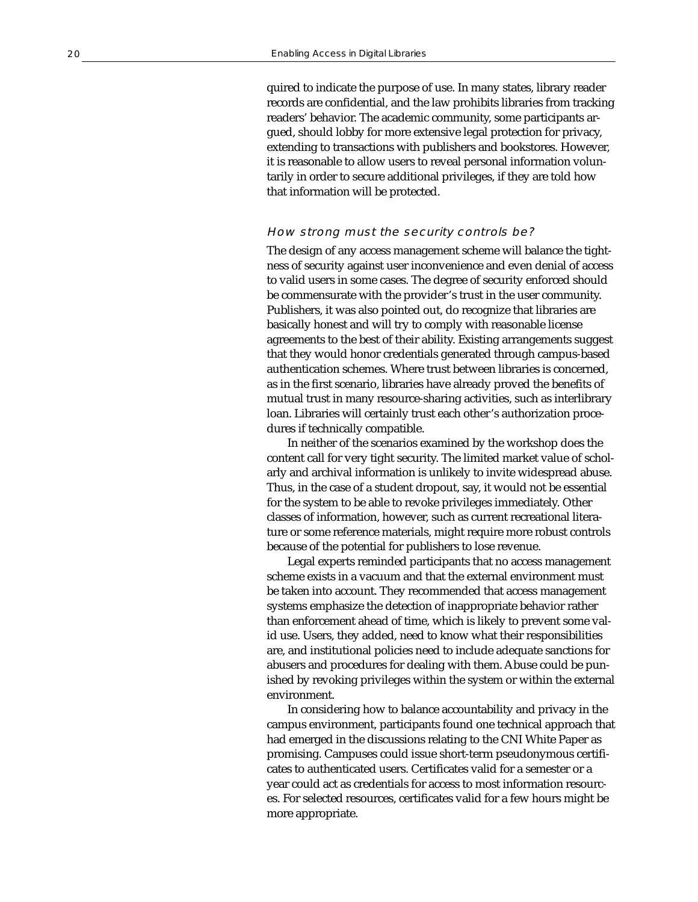quired to indicate the purpose of use. In many states, library reader records are confidential, and the law prohibits libraries from tracking readers' behavior. The academic community, some participants argued, should lobby for more extensive legal protection for privacy, extending to transactions with publishers and bookstores. However, it is reasonable to allow users to reveal personal information voluntarily in order to secure additional privileges, if they are told how that information will be protected.

### *How strong must the security controls be?*

The design of any access management scheme will balance the tightness of security against user inconvenience and even denial of access to valid users in some cases. The degree of security enforced should be commensurate with the provider's trust in the user community. Publishers, it was also pointed out, do recognize that libraries are basically honest and will try to comply with reasonable license agreements to the best of their ability. Existing arrangements suggest that they would honor credentials generated through campus-based authentication schemes. Where trust between libraries is concerned, as in the first scenario, libraries have already proved the benefits of mutual trust in many resource-sharing activities, such as interlibrary loan. Libraries will certainly trust each other's authorization procedures if technically compatible.

In neither of the scenarios examined by the workshop does the content call for very tight security. The limited market value of scholarly and archival information is unlikely to invite widespread abuse. Thus, in the case of a student dropout, say, it would not be essential for the system to be able to revoke privileges immediately. Other classes of information, however, such as current recreational literature or some reference materials, might require more robust controls because of the potential for publishers to lose revenue.

Legal experts reminded participants that no access management scheme exists in a vacuum and that the external environment must be taken into account. They recommended that access management systems emphasize the detection of inappropriate behavior rather than enforcement ahead of time, which is likely to prevent some valid use. Users, they added, need to know what their responsibilities are, and institutional policies need to include adequate sanctions for abusers and procedures for dealing with them. Abuse could be punished by revoking privileges within the system or within the external environment.

In considering how to balance accountability and privacy in the campus environment, participants found one technical approach that had emerged in the discussions relating to the CNI White Paper as promising. Campuses could issue short-term pseudonymous certificates to authenticated users. Certificates valid for a semester or a year could act as credentials for access to most information resources. For selected resources, certificates valid for a few hours might be more appropriate.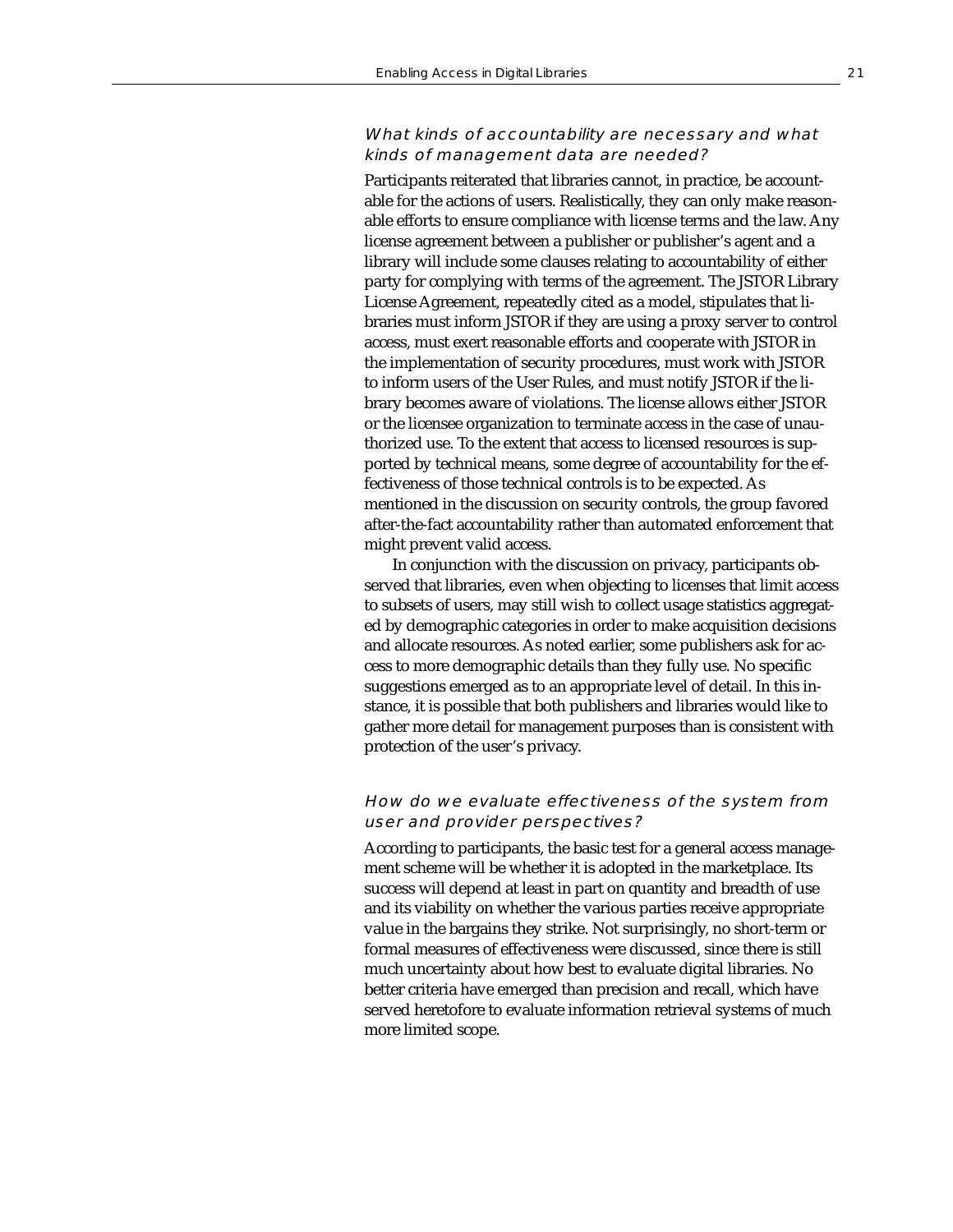### *What kinds of accountability are necessary and what kinds of management data are needed?*

Participants reiterated that libraries cannot, in practice, be accountable for the actions of users. Realistically, they can only make reasonable efforts to ensure compliance with license terms and the law. Any license agreement between a publisher or publisher's agent and a library will include some clauses relating to accountability of either party for complying with terms of the agreement. The JSTOR Library License Agreement, repeatedly cited as a model, stipulates that libraries must inform JSTOR if they are using a proxy server to control access, must exert reasonable efforts and cooperate with JSTOR in the implementation of security procedures, must work with JSTOR to inform users of the User Rules, and must notify JSTOR if the library becomes aware of violations. The license allows either JSTOR or the licensee organization to terminate access in the case of unauthorized use. To the extent that access to licensed resources is supported by technical means, some degree of accountability for the effectiveness of those technical controls is to be expected. As mentioned in the discussion on security controls, the group favored after-the-fact accountability rather than automated enforcement that might prevent valid access.

In conjunction with the discussion on privacy, participants observed that libraries, even when objecting to licenses that limit access to subsets of users, may still wish to collect usage statistics aggregated by demographic categories in order to make acquisition decisions and allocate resources. As noted earlier, some publishers ask for access to more demographic details than they fully use. No specific suggestions emerged as to an appropriate level of detail. In this instance, it is possible that both publishers and libraries would like to gather more detail for management purposes than is consistent with protection of the user's privacy.

### *How do we evaluate effectiveness of the system from user and provider perspectives?*

According to participants, the basic test for a general access management scheme will be whether it is adopted in the marketplace. Its success will depend at least in part on quantity and breadth of use and its viability on whether the various parties receive appropriate value in the bargains they strike. Not surprisingly, no short-term or formal measures of effectiveness were discussed, since there is still much uncertainty about how best to evaluate digital libraries. No better criteria have emerged than precision and recall, which have served heretofore to evaluate information retrieval systems of much more limited scope.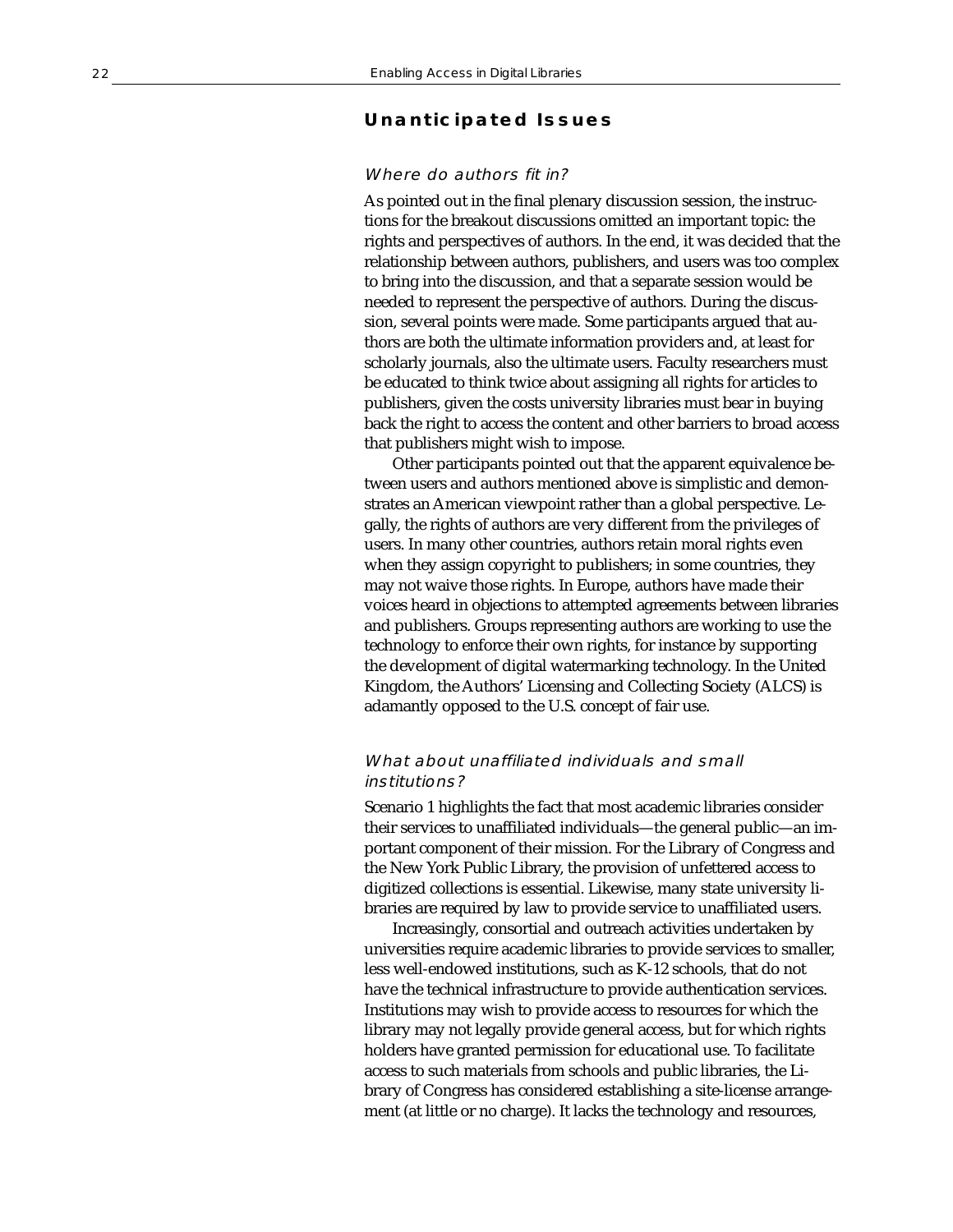## Unanticipated Issues

### *Where do authors fit in?*

As pointed out in the final plenary discussion session, the instructions for the breakout discussions omitted an important topic: the rights and perspectives of authors. In the end, it was decided that the relationship between authors, publishers, and users was too complex to bring into the discussion, and that a separate session would be needed to represent the perspective of authors. During the discussion, several points were made. Some participants argued that authors are both the ultimate information providers and, at least for scholarly journals, also the ultimate users. Faculty researchers must be educated to think twice about assigning all rights for articles to publishers, given the costs university libraries must bear in buying back the right to access the content and other barriers to broad access that publishers might wish to impose.

Other participants pointed out that the apparent equivalence between users and authors mentioned above is simplistic and demonstrates an American viewpoint rather than a global perspective. Legally, the rights of authors are very different from the privileges of users. In many other countries, authors retain moral rights even when they assign copyright to publishers; in some countries, they may not waive those rights. In Europe, authors have made their voices heard in objections to attempted agreements between libraries and publishers. Groups representing authors are working to use the technology to enforce their own rights, for instance by supporting the development of digital watermarking technology. In the United Kingdom, the Authors' Licensing and Collecting Society (ALCS) is adamantly opposed to the U.S. concept of fair use.

### *What about unaffiliated individuals and small institutions?*

Scenario 1 highlights the fact that most academic libraries consider their services to unaffiliated individuals—the general public—an important component of their mission. For the Library of Congress and the New York Public Library, the provision of unfettered access to digitized collections is essential. Likewise, many state university libraries are required by law to provide service to unaffiliated users.

Increasingly, consortial and outreach activities undertaken by universities require academic libraries to provide services to smaller, less well-endowed institutions, such as K-12 schools, that do not have the technical infrastructure to provide authentication services. Institutions may wish to provide access to resources for which the library may not legally provide general access, but for which rights holders have granted permission for educational use. To facilitate access to such materials from schools and public libraries, the Library of Congress has considered establishing a site-license arrangement (at little or no charge). It lacks the technology and resources,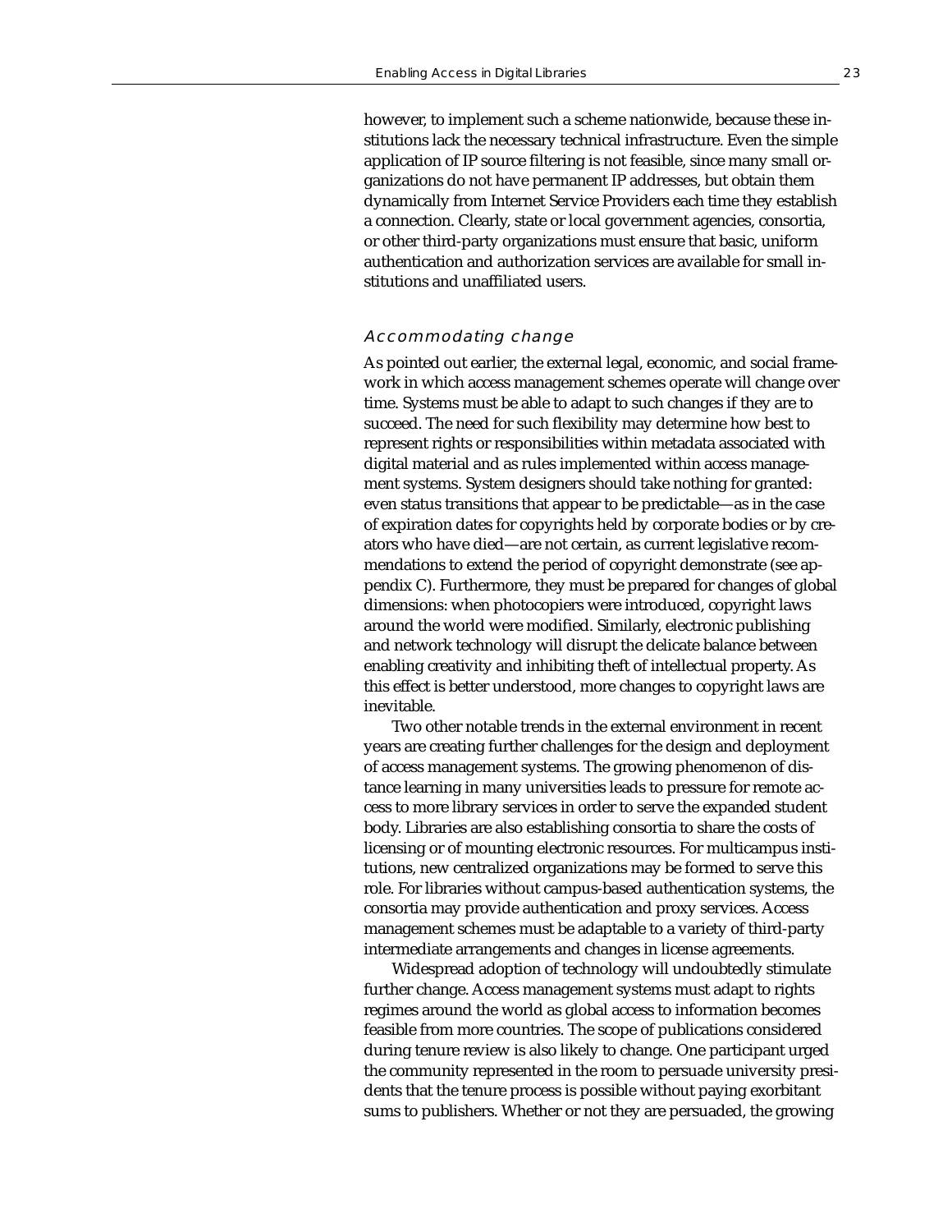however, to implement such a scheme nationwide, because these institutions lack the necessary technical infrastructure. Even the simple application of IP source filtering is not feasible, since many small organizations do not have permanent IP addresses, but obtain them dynamically from Internet Service Providers each time they establish a connection. Clearly, state or local government agencies, consortia, or other third-party organizations must ensure that basic, uniform authentication and authorization services are available for small institutions and unaffiliated users.

### Accommodating change

As pointed out earlier, the external legal, economic, and social framework in which access management schemes operate will change over time. Systems must be able to adapt to such changes if they are to succeed. The need for such flexibility may determine how best to represent rights or responsibilities within metadata associated with digital material and as rules implemented within access management systems. System designers should take nothing for granted: even status transitions that appear to be predictable—as in the case of expiration dates for copyrights held by corporate bodies or by creators who have died—are not certain, as current legislative recommendations to extend the period of copyright demonstrate (see appendix C). Furthermore, they must be prepared for changes of global dimensions: when photocopiers were introduced, copyright laws around the world were modified. Similarly, electronic publishing and network technology will disrupt the delicate balance between enabling creativity and inhibiting theft of intellectual property. As this effect is better understood, more changes to copyright laws are inevitable.

Two other notable trends in the external environment in recent years are creating further challenges for the design and deployment of access management systems. The growing phenomenon of distance learning in many universities leads to pressure for remote access to more library services in order to serve the expanded student body. Libraries are also establishing consortia to share the costs of licensing or of mounting electronic resources. For multicampus institutions, new centralized organizations may be formed to serve this role. For libraries without campus-based authentication systems, the consortia may provide authentication and proxy services. Access management schemes must be adaptable to a variety of third-party intermediate arrangements and changes in license agreements.

Widespread adoption of technology will undoubtedly stimulate further change. Access management systems must adapt to rights regimes around the world as global access to information becomes feasible from more countries. The scope of publications considered during tenure review is also likely to change. One participant urged the community represented in the room to persuade university presidents that the tenure process is possible without paying exorbitant sums to publishers. Whether or not they are persuaded, the growing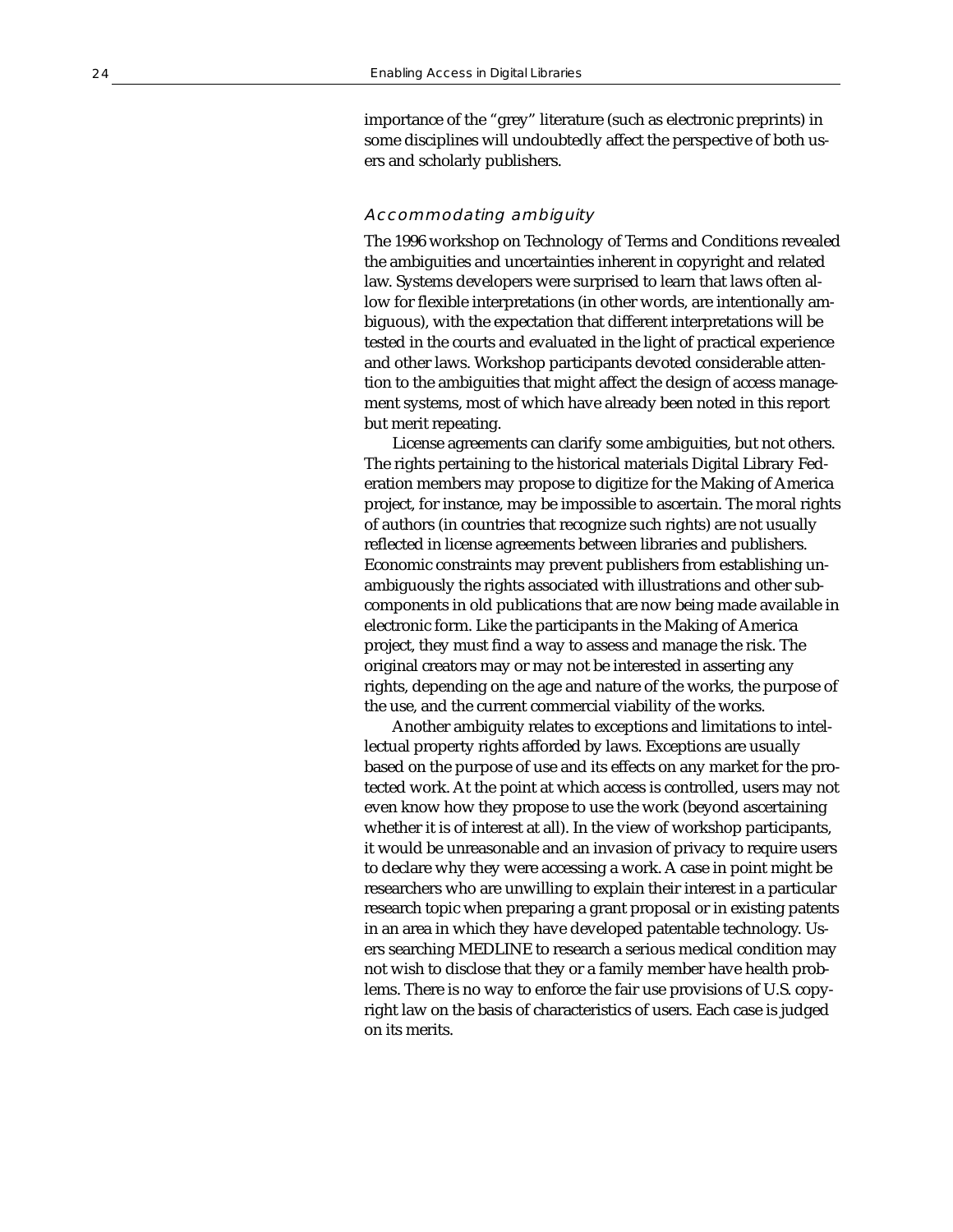importance of the "grey" literature (such as electronic preprints) in some disciplines will undoubtedly affect the perspective of both users and scholarly publishers.

### *Accommodating ambiguity*

The 1996 workshop on Technology of Terms and Conditions revealed the ambiguities and uncertainties inherent in copyright and related law. Systems developers were surprised to learn that laws often allow for flexible interpretations (in other words, are intentionally ambiguous), with the expectation that different interpretations will be tested in the courts and evaluated in the light of practical experience and other laws. Workshop participants devoted considerable attention to the ambiguities that might affect the design of access management systems, most of which have already been noted in this report but merit repeating.

License agreements can clarify some ambiguities, but not others. The rights pertaining to the historical materials Digital Library Federation members may propose to digitize for the Making of America project, for instance, may be impossible to ascertain. The moral rights of authors (in countries that recognize such rights) are not usually reflected in license agreements between libraries and publishers. Economic constraints may prevent publishers from establishing unambiguously the rights associated with illustrations and other subcomponents in old publications that are now being made available in electronic form. Like the participants in the Making of America project, they must find a way to assess and manage the risk. The original creators may or may not be interested in asserting any rights, depending on the age and nature of the works, the purpose of the use, and the current commercial viability of the works.

Another ambiguity relates to exceptions and limitations to intellectual property rights afforded by laws. Exceptions are usually based on the purpose of use and its effects on any market for the protected work. At the point at which access is controlled, users may not even know how they propose to use the work (beyond ascertaining whether it is of interest at all). In the view of workshop participants, it would be unreasonable and an invasion of privacy to require users to declare why they were accessing a work. A case in point might be researchers who are unwilling to explain their interest in a particular research topic when preparing a grant proposal or in existing patents in an area in which they have developed patentable technology. Users searching MEDLINE to research a serious medical condition may not wish to disclose that they or a family member have health problems. There is no way to enforce the fair use provisions of U.S. copyright law on the basis of characteristics of users. Each case is judged on its merits.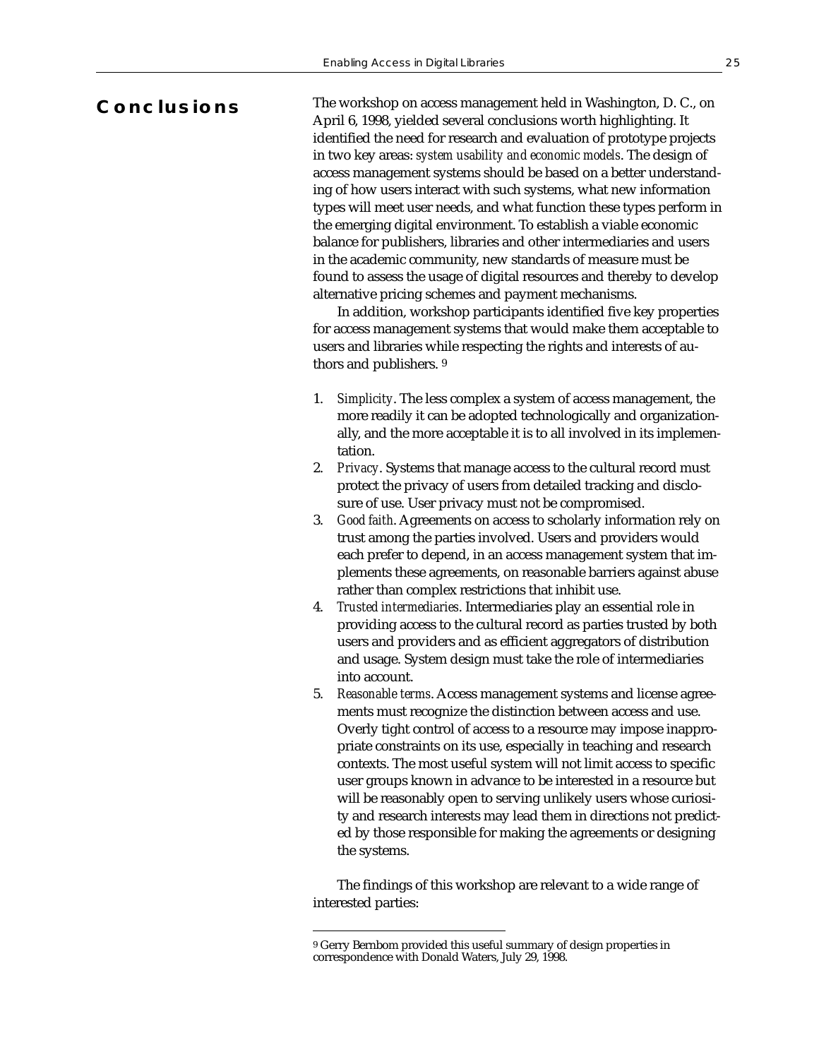## Conclusions

The workshop on access management held in Washington, D. C., on April 6, 1998, yielded several conclusions worth highlighting. It identified the need for research and evaluation of prototype projects in two key areas: *system usability and economic models*. The design of access management systems should be based on a better understanding of how users interact with such systems, what new information types will meet user needs, and what function these types perform in the emerging digital environment. To establish a viable economic balance for publishers, libraries and other intermediaries and users in the academic community, new standards of measure must be found to assess the usage of digital resources and thereby to develop alternative pricing schemes and payment mechanisms.

In addition, workshop participants identified five key properties for access management systems that would make them acceptable to users and libraries while respecting the rights and interests of authors and publishers. [9]

1. *Simplicity*. The less complex a system of access management, the more readily it can be adopted technologically and organizationally, and the more acceptable it is to all involved in its implementation.
2. *Privacy*. Systems that manage access to the cultural record must protect the privacy of users from detailed tracking and disclosure of use. User privacy must not be compromised.
3. *Good faith*. Agreements on access to scholarly information rely on trust among the parties involved. Users and providers would each prefer to depend, in an access management system that implements these agreements, on reasonable barriers against abuse rather than complex restrictions that inhibit use.
4. *Trusted intermediaries*. Intermediaries play an essential role in providing access to the cultural record as parties trusted by both users and providers and as efficient aggregators of distribution and usage. System design must take the role of intermediaries into account.
5. *Reasonable terms*. Access management systems and license agreements must recognize the distinction between access and use. Overly tight control of access to a resource may impose inappropriate constraints on its use, especially in teaching and research contexts. The most useful system will not limit access to specific user groups known in advance to be interested in a resource but will be reasonably open to serving unlikely users whose curiosity and research interests may lead them in directions not predicted by those responsible for making the agreements or designing the systems.

The findings of this workshop are relevant to a wide range of interested parties:

---

[9] Gerry Bernbom provided this useful summary of design properties in correspondence with Donald Waters, July 29, 1998.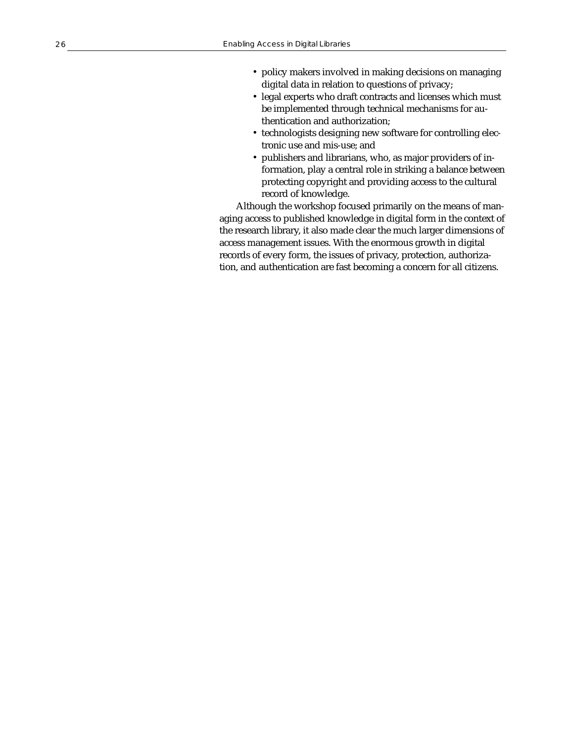- policy makers involved in making decisions on managing digital data in relation to questions of privacy;
- legal experts who draft contracts and licenses which must be implemented through technical mechanisms for authentication and authorization;
- technologists designing new software for controlling electronic use and mis-use; and
- publishers and librarians, who, as major providers of information, play a central role in striking a balance between protecting copyright and providing access to the cultural record of knowledge.

Although the workshop focused primarily on the means of managing access to published knowledge in digital form in the context of the research library, it also made clear the much larger dimensions of access management issues. With the enormous growth in digital records of every form, the issues of privacy, protection, authorization, and authentication are fast becoming a concern for all citizens.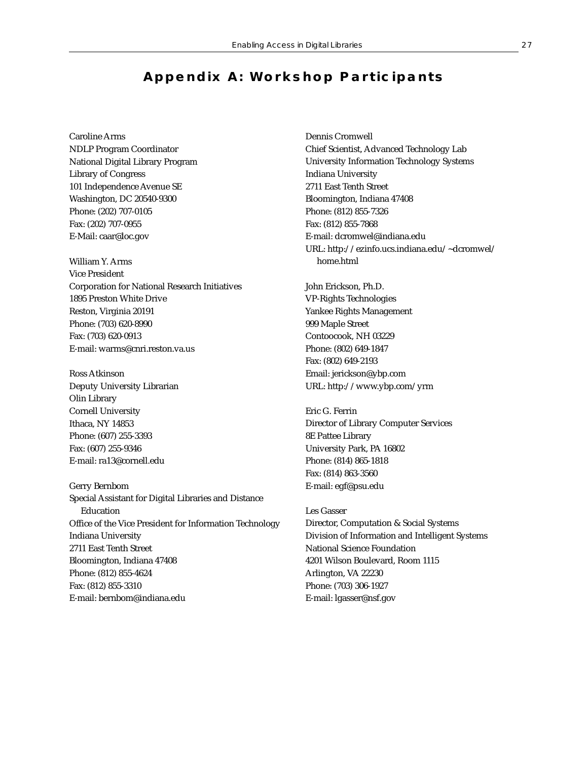# Appendix A: Workshop Participants

Caroline Arms
NDLP Program Coordinator
National Digital Library Program
Library of Congress
101 Independence Avenue SE
Washington, DC 20540-9300
Phone: (202) 707-0105
Fax: (202) 707-0955
E-Mail: caar@loc.gov

William Y. Arms
Vice President
Corporation for National Research Initiatives
1895 Preston White Drive
Reston, Virginia 20191
Phone: (703) 620-8990
Fax: (703) 620-0913
E-mail: warms@cnri.reston.va.us

Ross Atkinson
Deputy University Librarian
Olin Library
Cornell University
Ithaca, NY 14853
Phone: (607) 255-3393
Fax: (607) 255-9346
E-mail: ra13@cornell.edu

Gerry Bernbom
Special Assistant for Digital Libraries and Distance Education
Office of the Vice President for Information Technology
Indiana University
2711 East Tenth Street
Bloomington, Indiana 47408
Phone: (812) 855-4624
Fax: (812) 855-3310
E-mail: bernbom@indiana.edu

Dennis Cromwell
Chief Scientist, Advanced Technology Lab
University Information Technology Systems
Indiana University
2711 East Tenth Street
Bloomington, Indiana 47408
Phone: (812) 855-7326
Fax: (812) 855-7868
E-mail: dcromwel@indiana.edu
URL: http://ezinfo.ucs.indiana.edu/~dcromwel/home.html

John Erickson, Ph.D.
VP-Rights Technologies
Yankee Rights Management
999 Maple Street
Contoocook, NH 03229
Phone: (802) 649-1847
Fax: (802) 649-2193
Email: jerickson@ybp.com
URL: http://www.ybp.com/yrm

Eric G. Ferrin
Director of Library Computer Services
8E Pattee Library
University Park, PA 16802
Phone: (814) 865-1818
Fax: (814) 863-3560
E-mail: egf@psu.edu

Les Gasser
Director, Computation & Social Systems
Division of Information and Intelligent Systems
National Science Foundation
4201 Wilson Boulevard, Room 1115
Arlington, VA 22230
Phone: (703) 306-1927
E-mail: lgasser@nsf.gov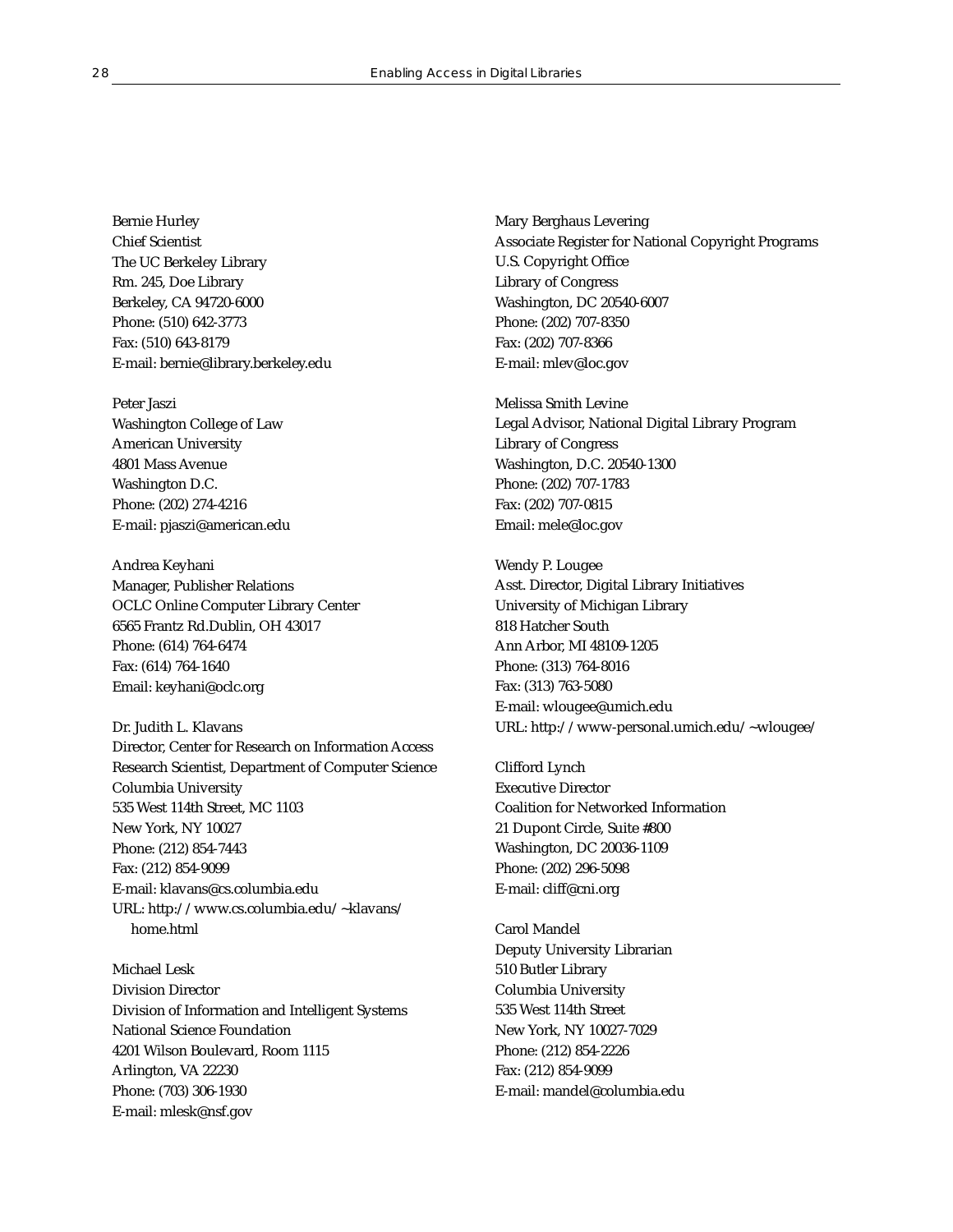Bernie Hurley
Chief Scientist
The UC Berkeley Library
Rm. 245, Doe Library
Berkeley, CA 94720-6000
Phone: (510) 642-3773
Fax: (510) 643-8179
E-mail: bernie@library.berkeley.edu

Peter Jaszi
Washington College of Law
American University
4801 Mass Avenue
Washington D.C.
Phone: (202) 274-4216
E-mail: pjaszi@american.edu

Andrea Keyhani
Manager, Publisher Relations
OCLC Online Computer Library Center
6565 Frantz Rd.Dublin, OH 43017
Phone: (614) 764-6474
Fax: (614) 764-1640
Email: keyhani@oclc.org

Dr. Judith L. Klavans
Director, Center for Research on Information Access
Research Scientist, Department of Computer Science
Columbia University
535 West 114th Street, MC 1103
New York, NY 10027
Phone: (212) 854-7443
Fax: (212) 854-9099
E-mail: klavans@cs.columbia.edu
URL: http://www.cs.columbia.edu/~klavans/home.html

Michael Lesk
Division Director
Division of Information and Intelligent Systems
National Science Foundation
4201 Wilson Boulevard, Room 1115
Arlington, VA 22230
Phone: (703) 306-1930
E-mail: mlesk@nsf.gov

Mary Berghaus Levering
Associate Register for National Copyright Programs
U.S. Copyright Office
Library of Congress
Washington, DC 20540-6007
Phone: (202) 707-8350
Fax: (202) 707-8366
E-mail: mlev@loc.gov

Melissa Smith Levine
Legal Advisor, National Digital Library Program
Library of Congress
Washington, D.C. 20540-1300
Phone: (202) 707-1783
Fax: (202) 707-0815
Email: mele@loc.gov

Wendy P. Lougee
Asst. Director, Digital Library Initiatives
University of Michigan Library
818 Hatcher South
Ann Arbor, MI 48109-1205
Phone: (313) 764-8016
Fax: (313) 763-5080
E-mail: wlougee@umich.edu
URL: http://www-personal.umich.edu/~wlougee/

Clifford Lynch
Executive Director
Coalition for Networked Information
21 Dupont Circle, Suite #800
Washington, DC 20036-1109
Phone: (202) 296-5098
E-mail: cliff@cni.org

Carol Mandel
Deputy University Librarian
510 Butler Library
Columbia University
535 West 114th Street
New York, NY 10027-7029
Phone: (212) 854-2226
Fax: (212) 854-9099
E-mail: mandel@columbia.edu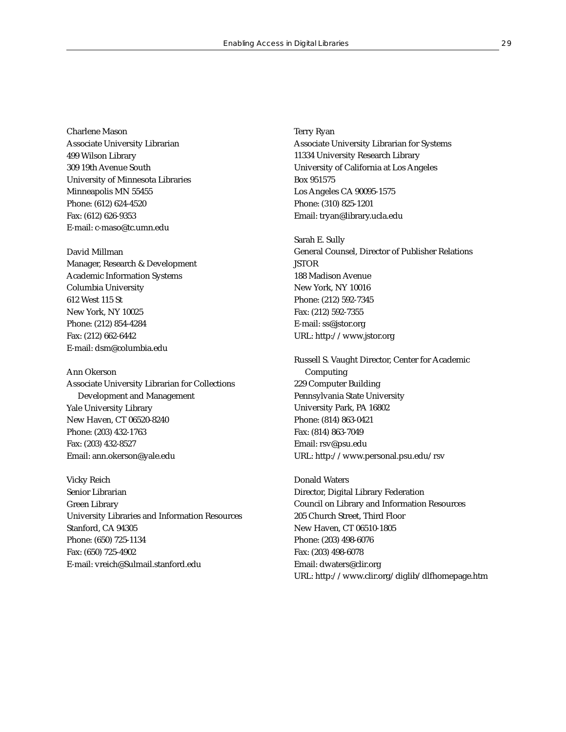Charlene Mason
Associate University Librarian
499 Wilson Library
309 19th Avenue South
University of Minnesota Libraries
Minneapolis MN 55455
Phone: (612) 624-4520
Fax: (612) 626-9353
E-mail: c-maso@tc.umn.edu

David Millman
Manager, Research & Development
Academic Information Systems
Columbia University
612 West 115 St
New York, NY 10025
Phone: (212) 854-4284
Fax: (212) 662-6442
E-mail: dsm@columbia.edu

Ann Okerson
Associate University Librarian for Collections Development and Management
Yale University Library
New Haven, CT 06520-8240
Phone: (203) 432-1763
Fax: (203) 432-8527
Email: ann.okerson@yale.edu

Vicky Reich
Senior Librarian
Green Library
University Libraries and Information Resources
Stanford, CA 94305
Phone: (650) 725-1134
Fax: (650) 725-4902
E-mail: vreich@Sulmail.stanford.edu

Terry Ryan
Associate University Librarian for Systems
11334 University Research Library
University of California at Los Angeles
Box 951575
Los Angeles CA 90095-1575
Phone: (310) 825-1201
Email: tryan@library.ucla.edu

Sarah E. Sully
General Counsel, Director of Publisher Relations
JSTOR
188 Madison Avenue
New York, NY 10016
Phone: (212) 592-7345
Fax: (212) 592-7355
E-mail: ss@jstor.org
URL: http://www.jstor.org

Russell S. Vaught Director, Center for Academic Computing
229 Computer Building
Pennsylvania State University
University Park, PA 16802
Phone: (814) 863-0421
Fax: (814) 863-7049
Email: rsv@psu.edu
URL: http://www.personal.psu.edu/rsv

Donald Waters
Director, Digital Library Federation
Council on Library and Information Resources
205 Church Street, Third Floor
New Haven, CT 06510-1805
Phone: (203) 498-6076
Fax: (203) 498-6078
Email: dwaters@clir.org
URL: http://www.clir.org/diglib/dlfhomepage.htm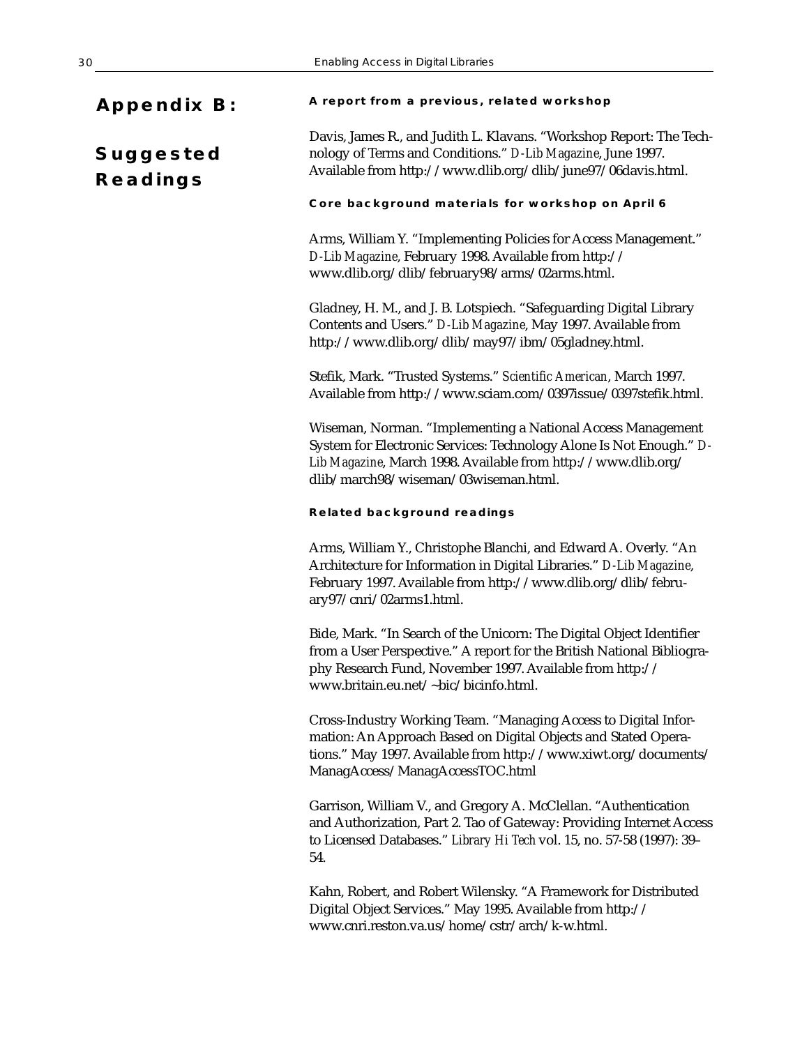# Appendix B: Suggested Readings

### A report from a previous, related workshop

Davis, James R., and Judith L. Klavans. "Workshop Report: The Technology of Terms and Conditions." *D-Lib Magazine*, June 1997. Available from http://www.dlib.org/dlib/june97/06davis.html.

### Core background materials for workshop on April 6

Arms, William Y. "Implementing Policies for Access Management." *D-Lib Magazine*, February 1998. Available from http://www.dlib.org/dlib/february98/arms/02arms.html.

Gladney, H. M., and J. B. Lotspiech. "Safeguarding Digital Library Contents and Users." *D-Lib Magazine*, May 1997. Available from http://www.dlib.org/dlib/may97/ibm/05gladney.html.

Stefik, Mark. "Trusted Systems." *Scientific American*, March 1997. Available from http://www.sciam.com/0397issue/0397stefik.html.

Wiseman, Norman. "Implementing a National Access Management System for Electronic Services: Technology Alone Is Not Enough." *D-Lib Magazine*, March 1998. Available from http://www.dlib.org/dlib/march98/wiseman/03wiseman.html.

### Related background readings

Arms, William Y., Christophe Blanchi, and Edward A. Overly. "An Architecture for Information in Digital Libraries." *D-Lib Magazine*, February 1997. Available from http://www.dlib.org/dlib/february97/cnri/02arms1.html.

Bide, Mark. "In Search of the Unicorn: The Digital Object Identifier from a User Perspective." A report for the British National Bibliography Research Fund, November 1997. Available from http://www.britain.eu.net/~bic/bicinfo.html.

Cross-Industry Working Team. "Managing Access to Digital Information: An Approach Based on Digital Objects and Stated Operations." May 1997. Available from http://www.xiwt.org/documents/ManagAccess/ManagAccessTOC.html

Garrison, William V., and Gregory A. McClellan. "Authentication and Authorization, Part 2. Tao of Gateway: Providing Internet Access to Licensed Databases." *Library Hi Tech* vol. 15, no. 57-58 (1997): 39–54.

Kahn, Robert, and Robert Wilensky. "A Framework for Distributed Digital Object Services." May 1995. Available from http://www.cnri.reston.va.us/home/cstr/arch/k-w.html.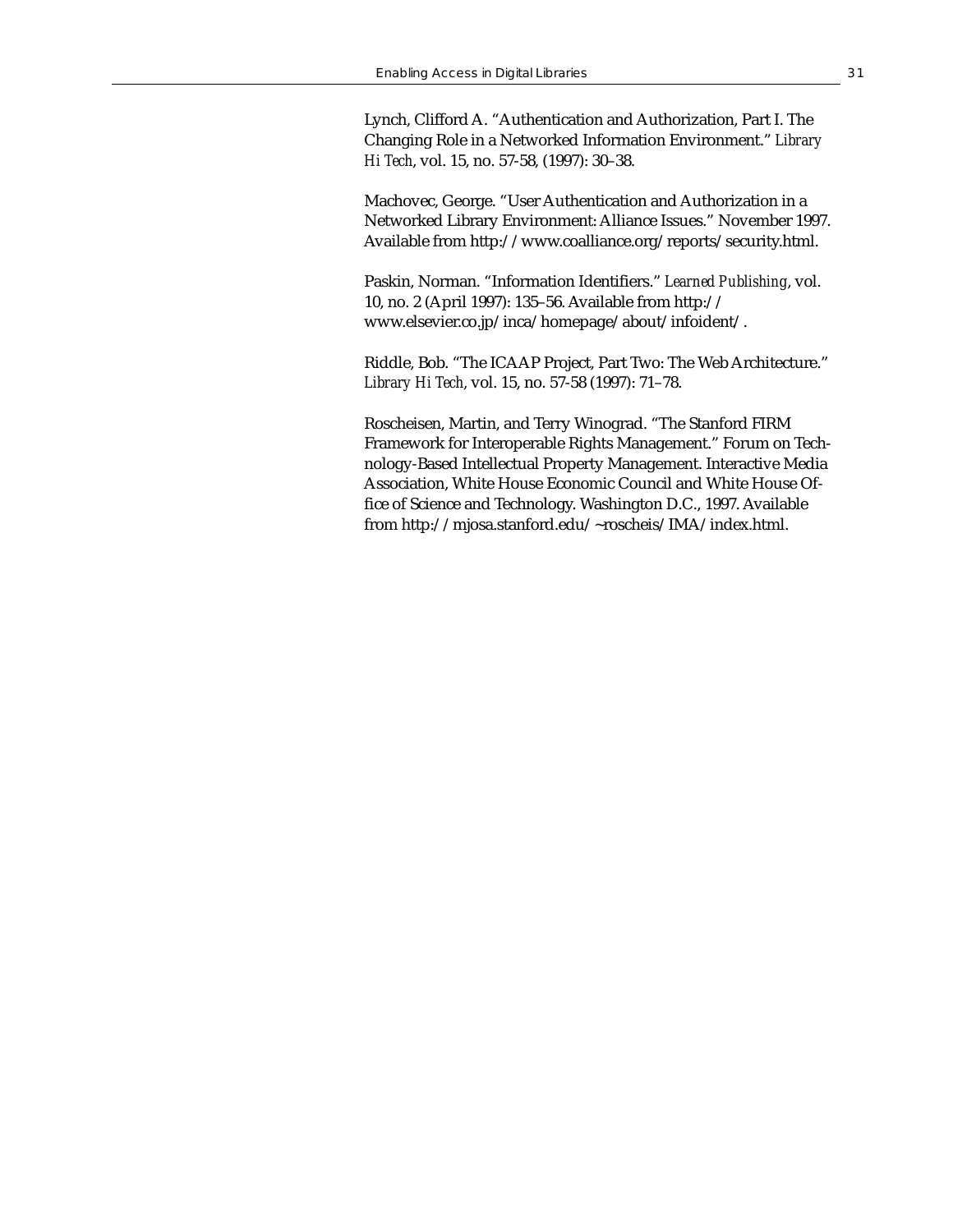Lynch, Clifford A. “Authentication and Authorization, Part I. The Changing Role in a Networked Information Environment.” *Library Hi Tech*, vol. 15, no. 57-58, (1997): 30–38.

Machovec, George. “User Authentication and Authorization in a Networked Library Environment: Alliance Issues.” November 1997. Available from http://www.coalliance.org/reports/security.html.

Paskin, Norman. “Information Identifiers.” *Learned Publishing*, vol. 10, no. 2 (April 1997): 135–56. Available from http://www.elsevier.co.jp/inca/homepage/about/infoident/.

Riddle, Bob. “The ICAAP Project, Part Two: The Web Architecture.” *Library Hi Tech*, vol. 15, no. 57-58 (1997): 71–78.

Roscheisen, Martin, and Terry Winograd. “The Stanford FIRM Framework for Interoperable Rights Management.” Forum on Technology-Based Intellectual Property Management. Interactive Media Association, White House Economic Council and White House Office of Science and Technology. Washington D.C., 1997. Available from http://mjosa.stanford.edu/~roscheis/IMA/index.html.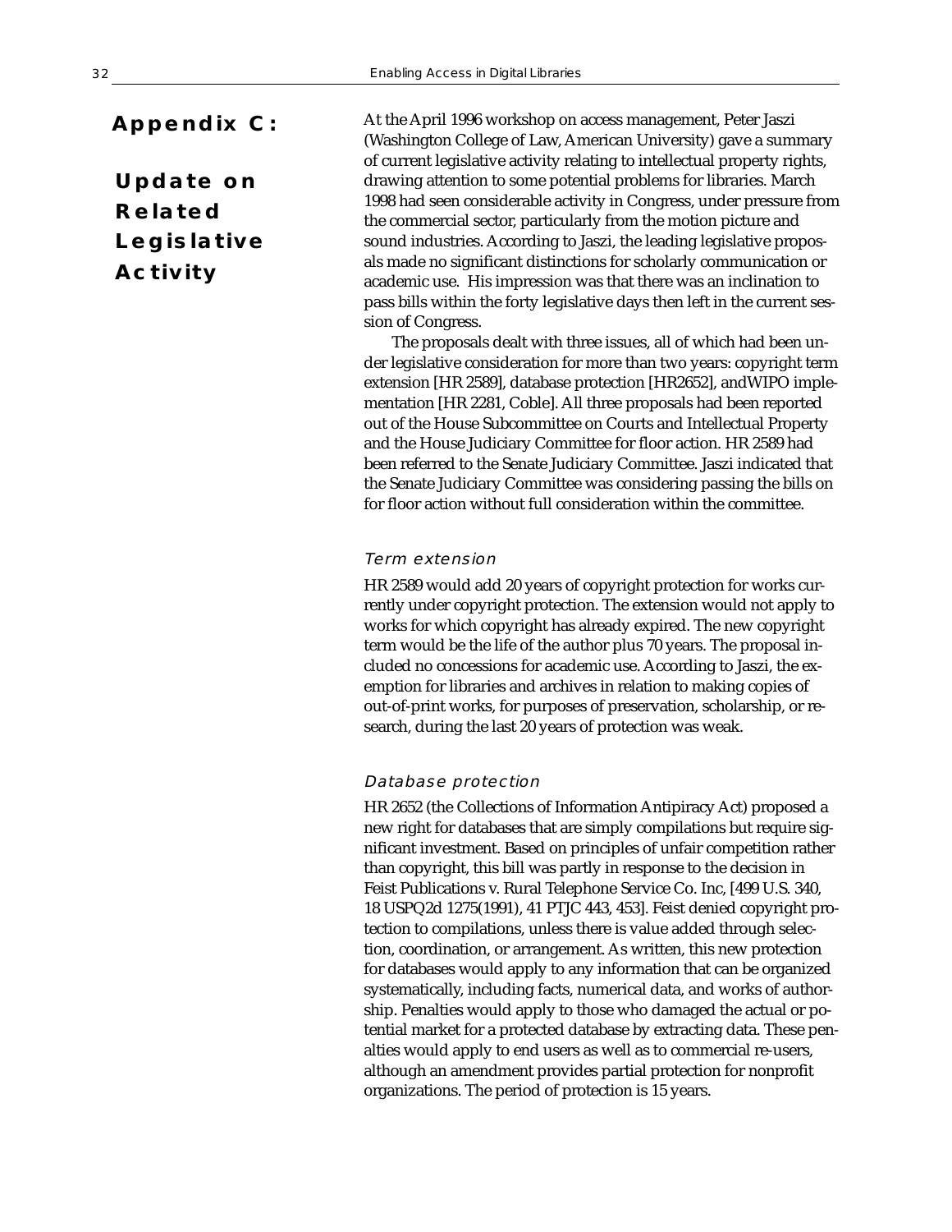# Appendix C: Update on Related Legislative Activity

At the April 1996 workshop on access management, Peter Jaszi (Washington College of Law, American University) gave a summary of current legislative activity relating to intellectual property rights, drawing attention to some potential problems for libraries. March 1998 had seen considerable activity in Congress, under pressure from the commercial sector, particularly from the motion picture and sound industries. According to Jaszi, the leading legislative proposals made no significant distinctions for scholarly communication or academic use. His impression was that there was an inclination to pass bills within the forty legislative days then left in the current session of Congress.

The proposals dealt with three issues, all of which had been under legislative consideration for more than two years: copyright term extension [HR 2589], database protection [HR2652], andWIPO implementation [HR 2281, Coble]. All three proposals had been reported out of the House Subcommittee on Courts and Intellectual Property and the House Judiciary Committee for floor action. HR 2589 had been referred to the Senate Judiciary Committee. Jaszi indicated that the Senate Judiciary Committee was considering passing the bills on for floor action without full consideration within the committee.

### Term extension

HR 2589 would add 20 years of copyright protection for works currently under copyright protection. The extension would not apply to works for which copyright has already expired. The new copyright term would be the life of the author plus 70 years. The proposal included no concessions for academic use. According to Jaszi, the exemption for libraries and archives in relation to making copies of out-of-print works, for purposes of preservation, scholarship, or research, during the last 20 years of protection was weak.

### Database protection

HR 2652 (the Collections of Information Antipiracy Act) proposed a new right for databases that are simply compilations but require significant investment. Based on principles of unfair competition rather than copyright, this bill was partly in response to the decision in Feist Publications v. Rural Telephone Service Co. Inc, [499 U.S. 340, 18 USPQ2d 1275(1991), 41 PTJC 443, 453]. Feist denied copyright protection to compilations, unless there is value added through selection, coordination, or arrangement. As written, this new protection for databases would apply to any information that can be organized systematically, including facts, numerical data, and works of authorship. Penalties would apply to those who damaged the actual or potential market for a protected database by extracting data. These penalties would apply to end users as well as to commercial re-users, although an amendment provides partial protection for nonprofit organizations. The period of protection is 15 years.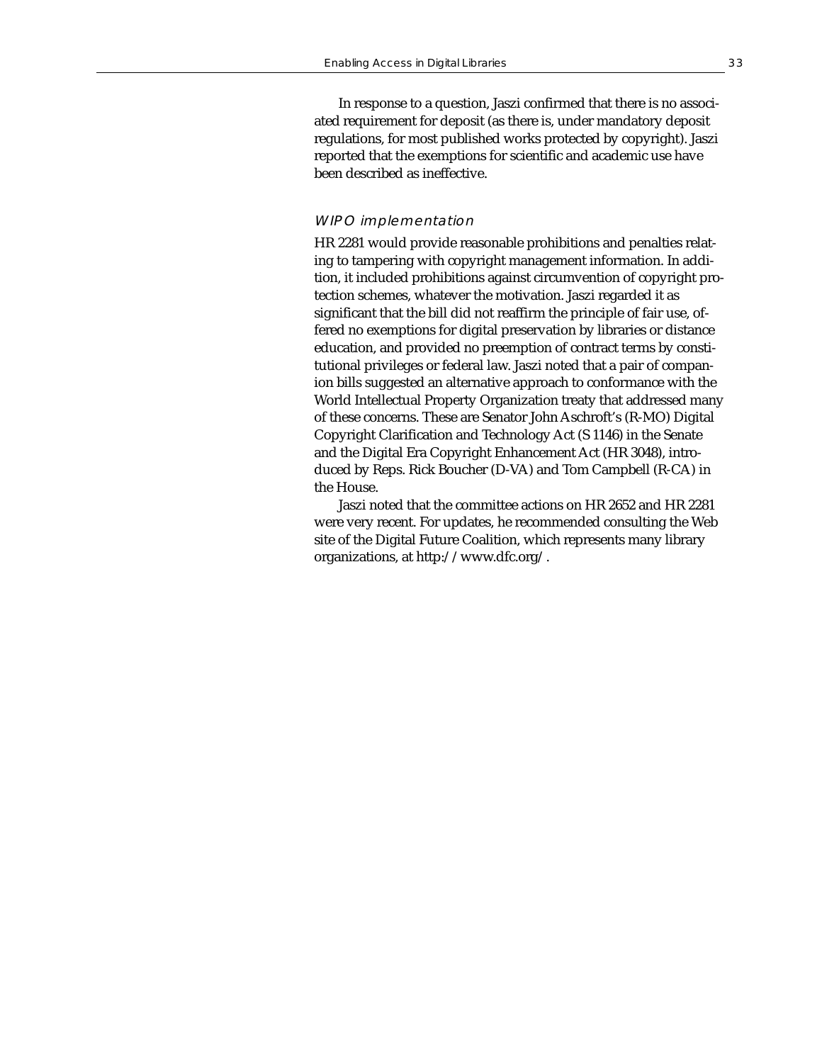In response to a question, Jaszi confirmed that there is no associated requirement for deposit (as there is, under mandatory deposit regulations, for most published works protected by copyright). Jaszi reported that the exemptions for scientific and academic use have been described as ineffective.

### *WIPO implementation*

HR 2281 would provide reasonable prohibitions and penalties relating to tampering with copyright management information. In addition, it included prohibitions against circumvention of copyright protection schemes, whatever the motivation. Jaszi regarded it as significant that the bill did not reaffirm the principle of fair use, offered no exemptions for digital preservation by libraries or distance education, and provided no preemption of contract terms by constitutional privileges or federal law. Jaszi noted that a pair of companion bills suggested an alternative approach to conformance with the World Intellectual Property Organization treaty that addressed many of these concerns. These are Senator John Aschroft's (R-MO) Digital Copyright Clarification and Technology Act (S 1146) in the Senate and the Digital Era Copyright Enhancement Act (HR 3048), introduced by Reps. Rick Boucher (D-VA) and Tom Campbell (R-CA) in the House.

Jaszi noted that the committee actions on HR 2652 and HR 2281 were very recent. For updates, he recommended consulting the Web site of the Digital Future Coalition, which represents many library organizations, at http://www.dfc.org/.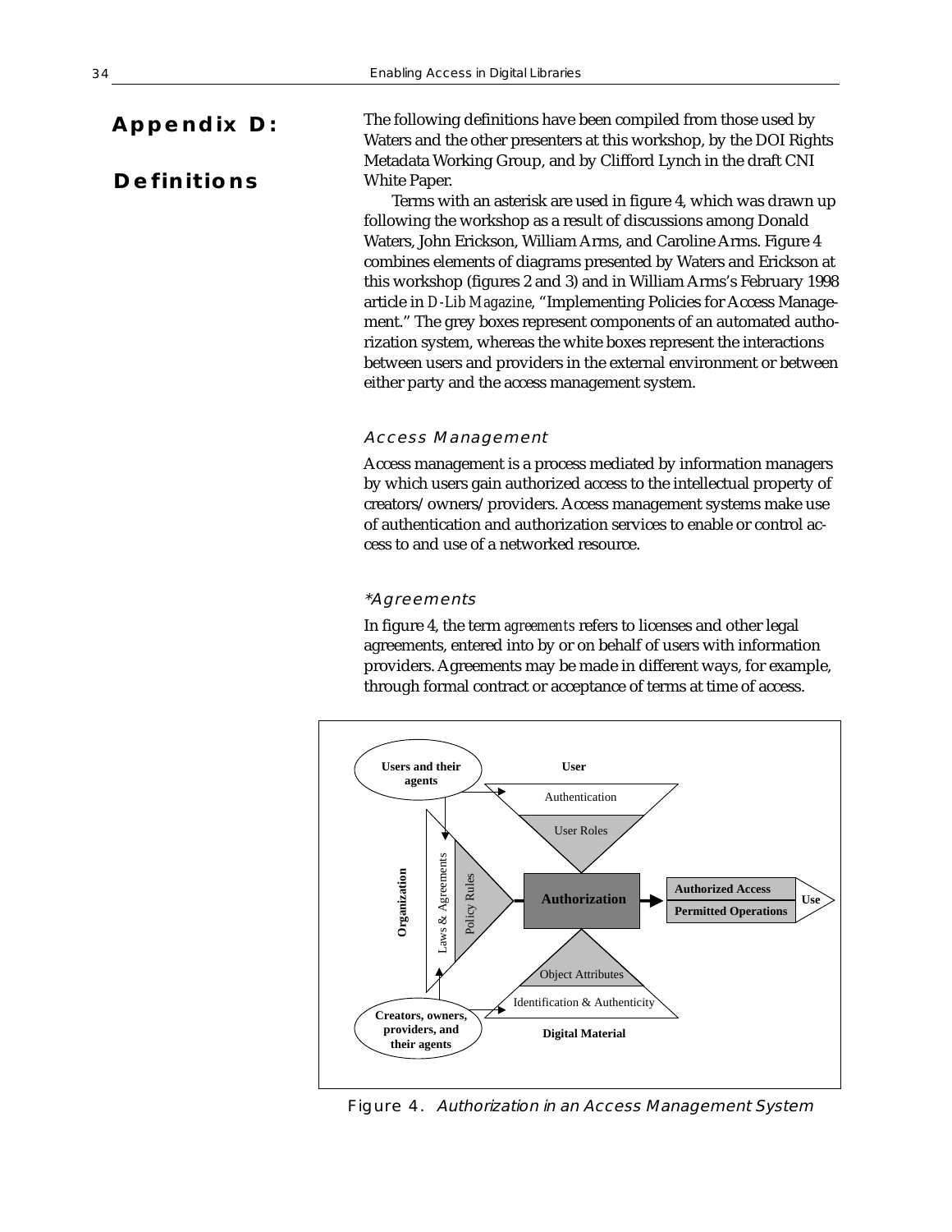# Appendix D: Definitions

The following definitions have been compiled from those used by Waters and the other presenters at this workshop, by the DOI Rights Metadata Working Group, and by Clifford Lynch in the draft CNI White Paper.

Terms with an asterisk are used in figure 4, which was drawn up following the workshop as a result of discussions among Donald Waters, John Erickson, William Arms, and Caroline Arms. Figure 4 combines elements of diagrams presented by Waters and Erickson at this workshop (figures 2 and 3) and in William Arms's February 1998 article in *D-Lib Magazine*, "Implementing Policies for Access Management." The grey boxes represent components of an automated authorization system, whereas the white boxes represent the interactions between users and providers in the external environment or between either party and the access management system.

### *Access Management*

Access management is a process mediated by information managers by which users gain authorized access to the intellectual property of creators/owners/providers. Access management systems make use of authentication and authorization services to enable or control access to and use of a networked resource.

### *\*Agreements*

In figure 4, the term *agreements* refers to licenses and other legal agreements, entered into by or on behalf of users with information providers. Agreements may be made in different ways, for example, through formal contract or acceptance of terms at time of access.

Figure 4. *Authorization in an Access Management System*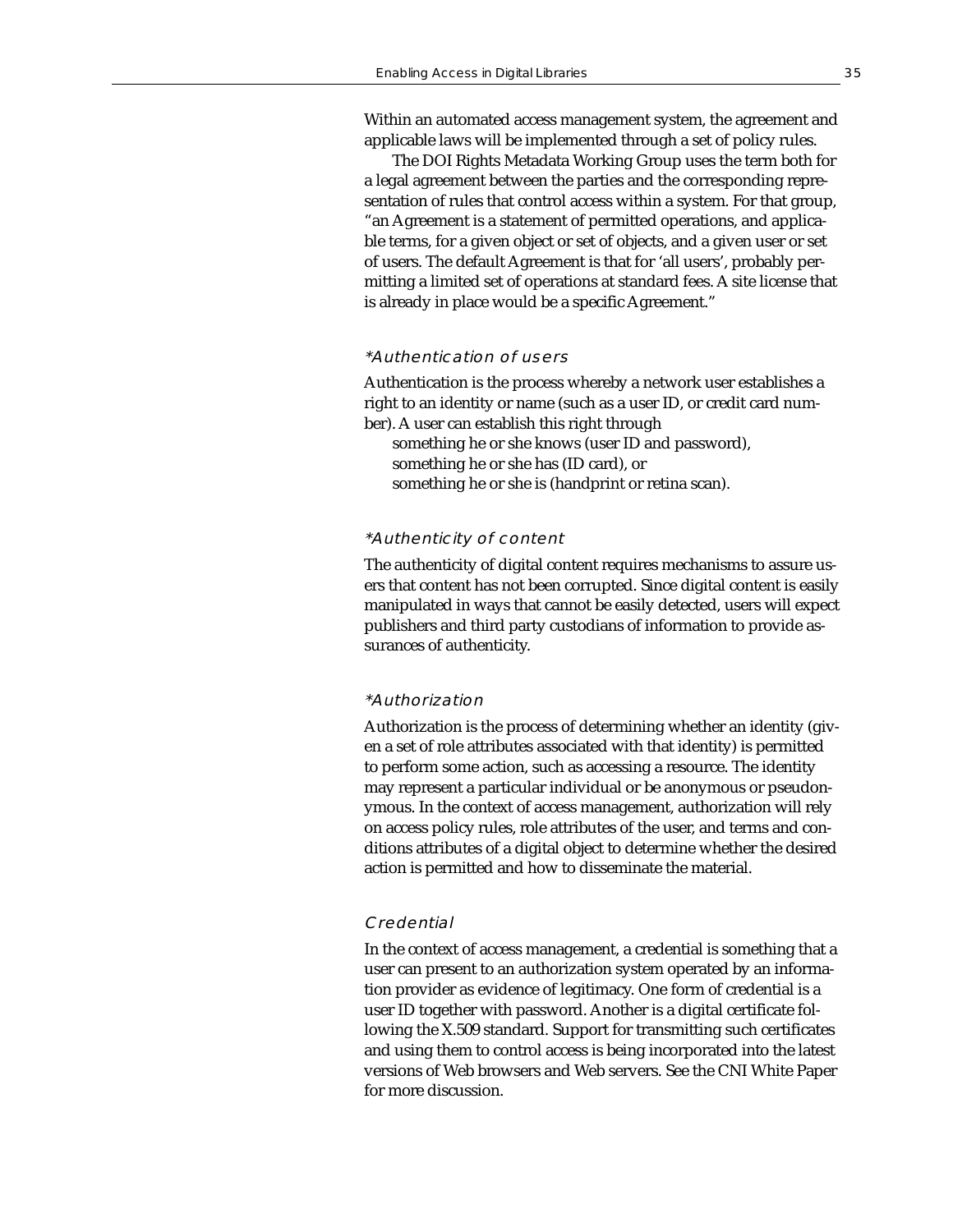Within an automated access management system, the agreement and applicable laws will be implemented through a set of policy rules.

The DOI Rights Metadata Working Group uses the term both for a legal agreement between the parties and the corresponding representation of rules that control access within a system. For that group, "an Agreement is a statement of permitted operations, and applicable terms, for a given object or set of objects, and a given user or set of users. The default Agreement is that for 'all users', probably permitting a limited set of operations at standard fees. A site license that is already in place would be a specific Agreement."

### *Authentication of users

Authentication is the process whereby a network user establishes a right to an identity or name (such as a user ID, or credit card number). A user can establish this right through

something he or she knows (user ID and password),
something he or she has (ID card), or
something he or she is (handprint or retina scan).

### *Authenticity of content

The authenticity of digital content requires mechanisms to assure users that content has not been corrupted. Since digital content is easily manipulated in ways that cannot be easily detected, users will expect publishers and third party custodians of information to provide assurances of authenticity.

### *Authorization

Authorization is the process of determining whether an identity (given a set of role attributes associated with that identity) is permitted to perform some action, such as accessing a resource. The identity may represent a particular individual or be anonymous or pseudonymous. In the context of access management, authorization will rely on access policy rules, role attributes of the user, and terms and conditions attributes of a digital object to determine whether the desired action is permitted and how to disseminate the material.

### Credential

In the context of access management, a credential is something that a user can present to an authorization system operated by an information provider as evidence of legitimacy. One form of credential is a user ID together with password. Another is a digital certificate following the X.509 standard. Support for transmitting such certificates and using them to control access is being incorporated into the latest versions of Web browsers and Web servers. See the CNI White Paper for more discussion.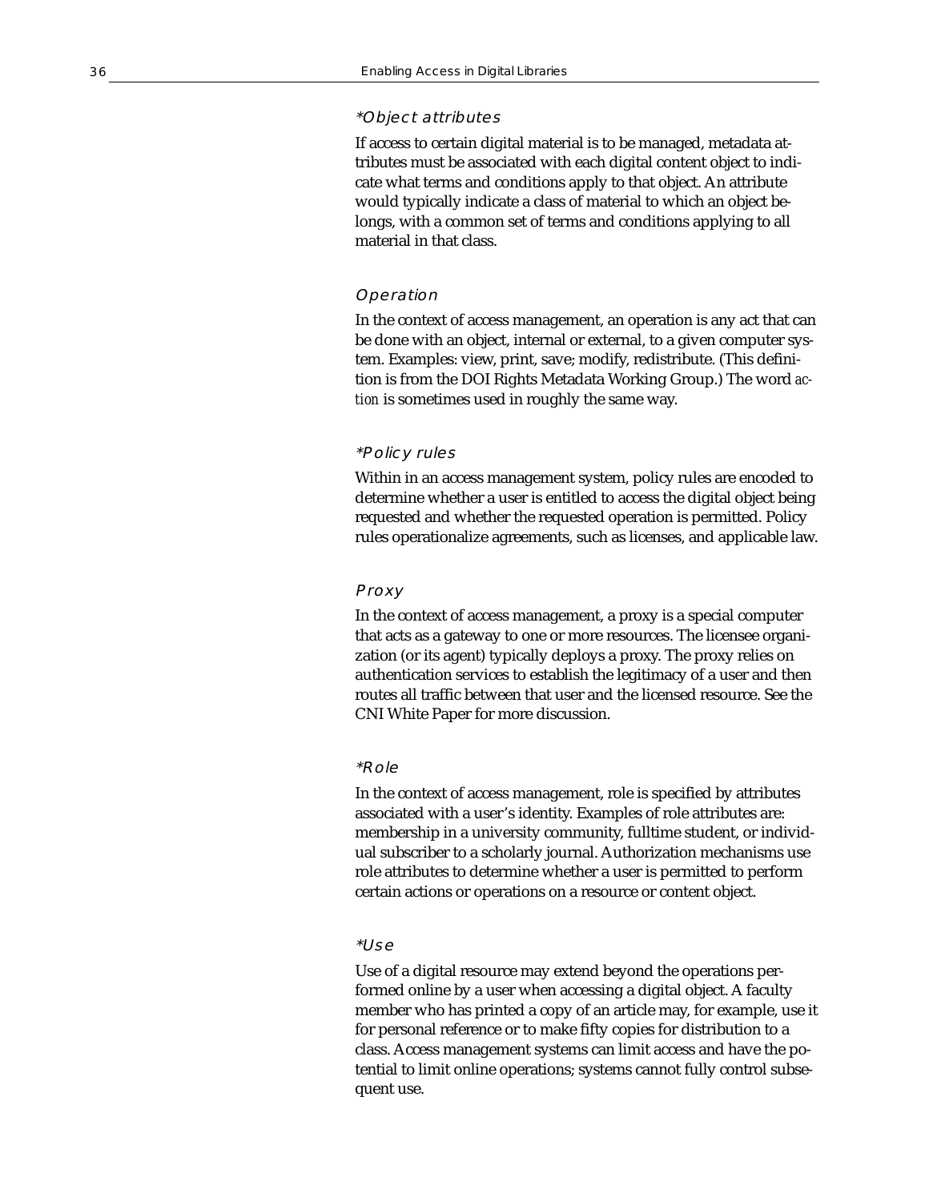### *Object attributes

If access to certain digital material is to be managed, metadata attributes must be associated with each digital content object to indicate what terms and conditions apply to that object. An attribute would typically indicate a class of material to which an object belongs, with a common set of terms and conditions applying to all material in that class.

### Operation

In the context of access management, an operation is any act that can be done with an object, internal or external, to a given computer system. Examples: view, print, save; modify, redistribute. (This definition is from the DOI Rights Metadata Working Group.) The word *action* is sometimes used in roughly the same way.

### *Policy rules

Within in an access management system, policy rules are encoded to determine whether a user is entitled to access the digital object being requested and whether the requested operation is permitted. Policy rules operationalize agreements, such as licenses, and applicable law.

### Proxy

In the context of access management, a proxy is a special computer that acts as a gateway to one or more resources. The licensee organization (or its agent) typically deploys a proxy. The proxy relies on authentication services to establish the legitimacy of a user and then routes all traffic between that user and the licensed resource. See the CNI White Paper for more discussion.

### *Role

In the context of access management, role is specified by attributes associated with a user's identity. Examples of role attributes are: membership in a university community, fulltime student, or individual subscriber to a scholarly journal. Authorization mechanisms use role attributes to determine whether a user is permitted to perform certain actions or operations on a resource or content object.

### *Use

Use of a digital resource may extend beyond the operations performed online by a user when accessing a digital object. A faculty member who has printed a copy of an article may, for example, use it for personal reference or to make fifty copies for distribution to a class. Access management systems can limit access and have the potential to limit online operations; systems cannot fully control subsequent use.